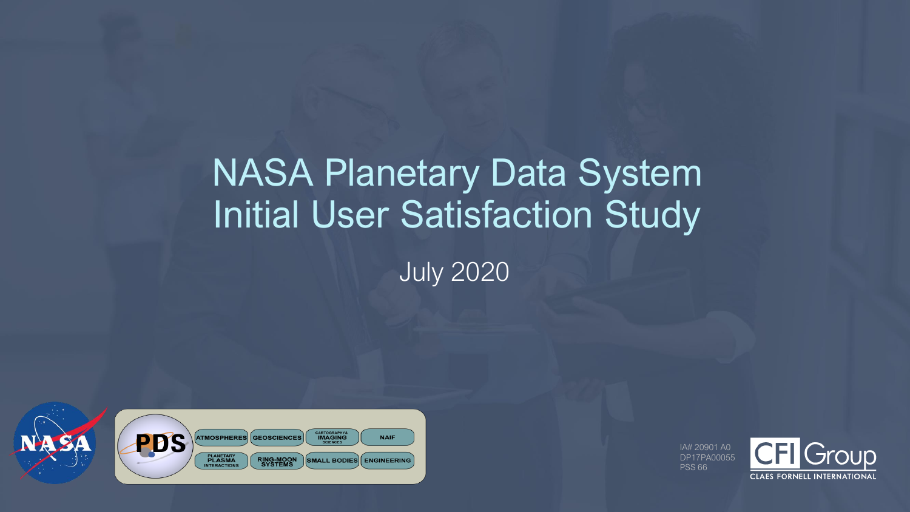# NASA Planetary Data System Initial User Satisfaction Study

July 2020

IA# 20901 A0
DP17PA00055
PSS 66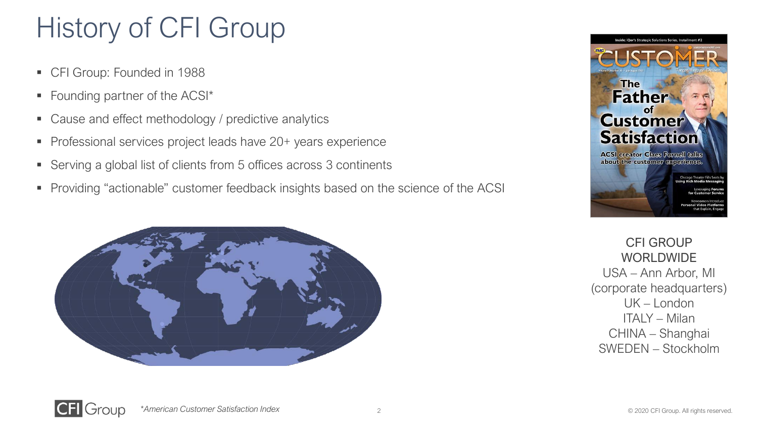# History of CFI Group

- CFI Group: Founded in 1988
- Founding partner of the ACSI*
- Cause and effect methodology / predictive analytics
- Professional services project leads have 20+ years experience
- Serving a global list of clients from 5 offices across 3 continents
- Providing “actionable” customer feedback insights based on the science of the ACSI

CFI GROUP WORLDWIDE
USA – Ann Arbor, MI (corporate headquarters)
UK – London
ITALY – Milan
CHINA – Shanghai
SWEDEN – Stockholm

*American Customer Satisfaction Index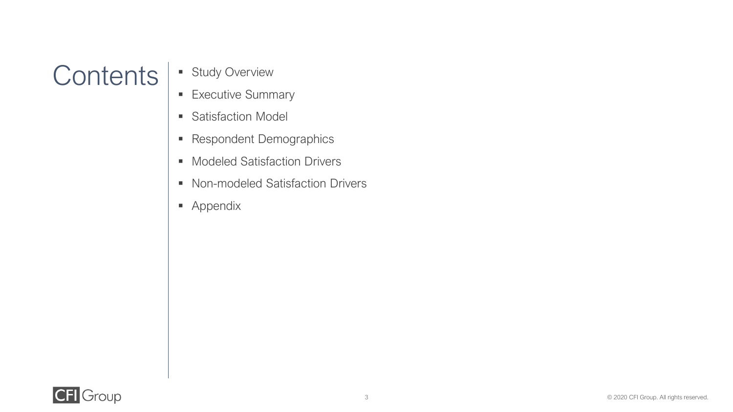# Contents

- Study Overview
- Executive Summary
- Satisfaction Model
- Respondent Demographics
- Modeled Satisfaction Drivers
- Non-modeled Satisfaction Drivers
- Appendix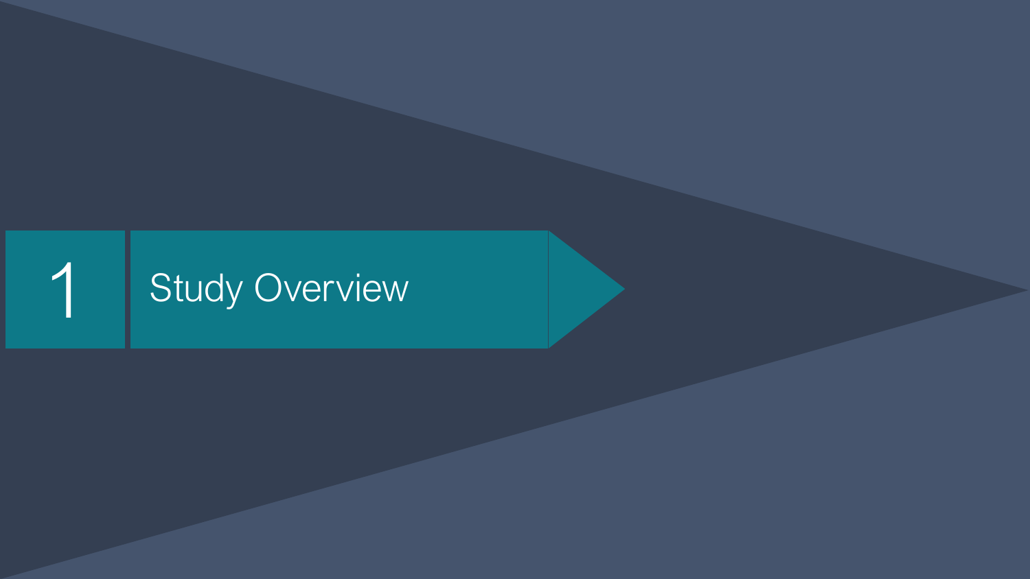# 1 Study Overview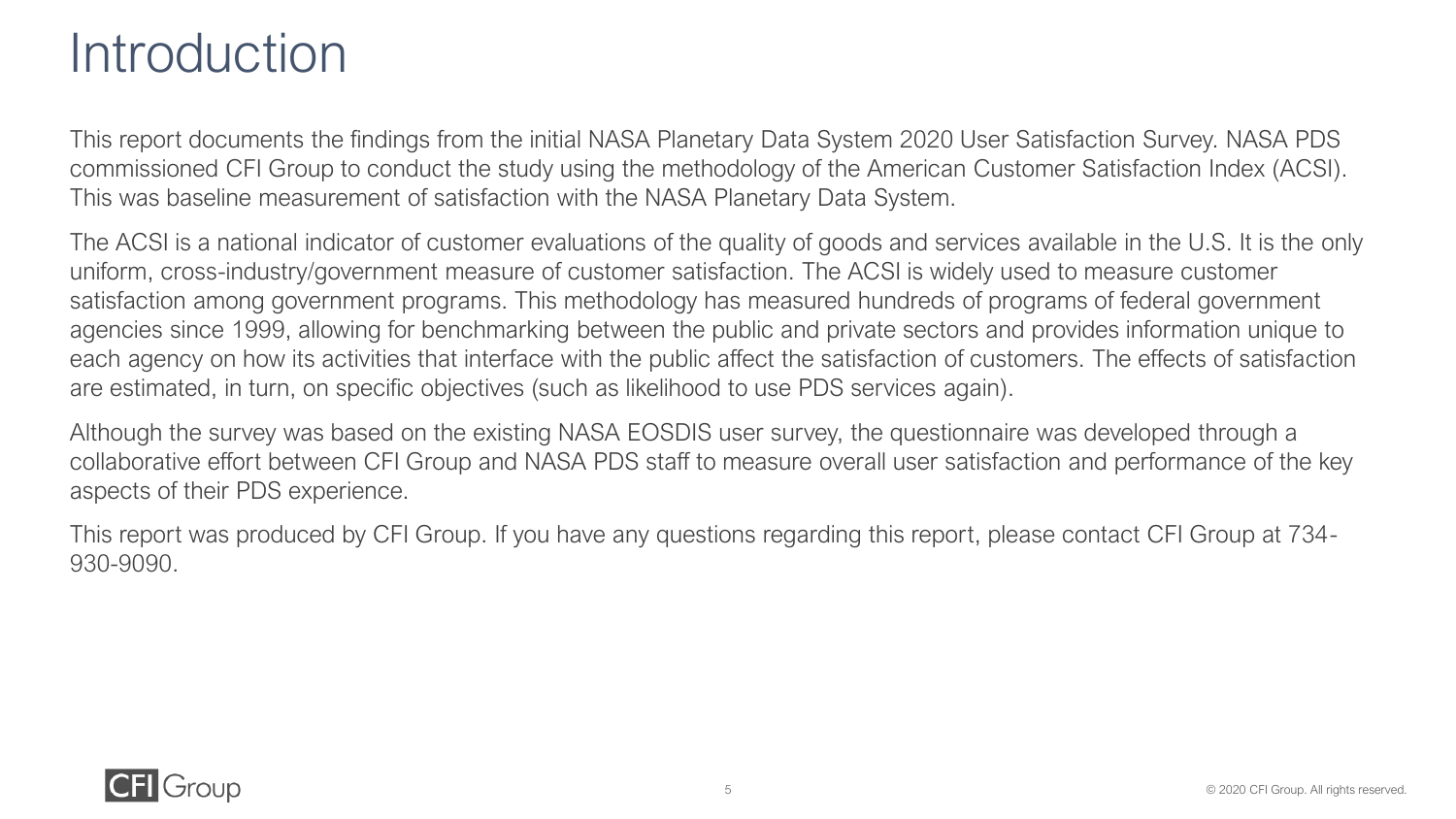# Introduction

This report documents the findings from the initial NASA Planetary Data System 2020 User Satisfaction Survey. NASA PDS commissioned CFI Group to conduct the study using the methodology of the American Customer Satisfaction Index (ACSI). This was baseline measurement of satisfaction with the NASA Planetary Data System.

The ACSI is a national indicator of customer evaluations of the quality of goods and services available in the U.S. It is the only uniform, cross-industry/government measure of customer satisfaction. The ACSI is widely used to measure customer satisfaction among government programs. This methodology has measured hundreds of programs of federal government agencies since 1999, allowing for benchmarking between the public and private sectors and provides information unique to each agency on how its activities that interface with the public affect the satisfaction of customers. The effects of satisfaction are estimated, in turn, on specific objectives (such as likelihood to use PDS services again).

Although the survey was based on the existing NASA EOSDIS user survey, the questionnaire was developed through a collaborative effort between CFI Group and NASA PDS staff to measure overall user satisfaction and performance of the key aspects of their PDS experience.

This report was produced by CFI Group. If you have any questions regarding this report, please contact CFI Group at 734-930-9090.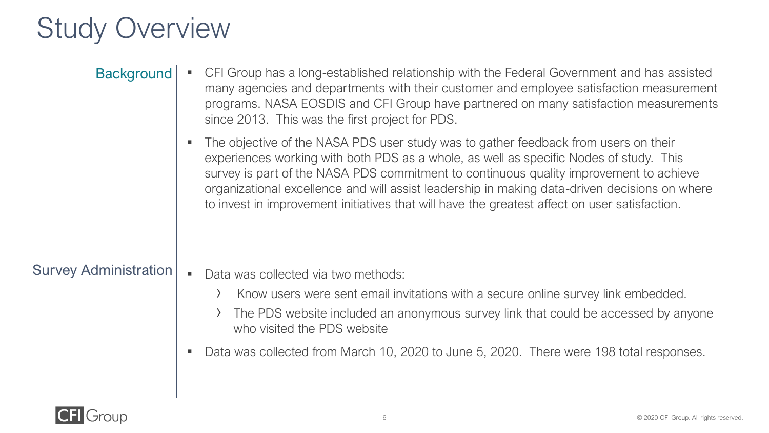# Study Overview

## Background

- CFI Group has a long-established relationship with the Federal Government and has assisted many agencies and departments with their customer and employee satisfaction measurement programs. NASA EOSDIS and CFI Group have partnered on many satisfaction measurements since 2013. This was the first project for PDS.
- The objective of the NASA PDS user study was to gather feedback from users on their experiences working with both PDS as a whole, as well as specific Nodes of study. This survey is part of the NASA PDS commitment to continuous quality improvement to achieve organizational excellence and will assist leadership in making data-driven decisions on where to invest in improvement initiatives that will have the greatest affect on user satisfaction.

## Survey Administration

- Data was collected via two methods:
  - Know users were sent email invitations with a secure online survey link embedded.
  - The PDS website included an anonymous survey link that could be accessed by anyone who visited the PDS website
- Data was collected from March 10, 2020 to June 5, 2020. There were 198 total responses.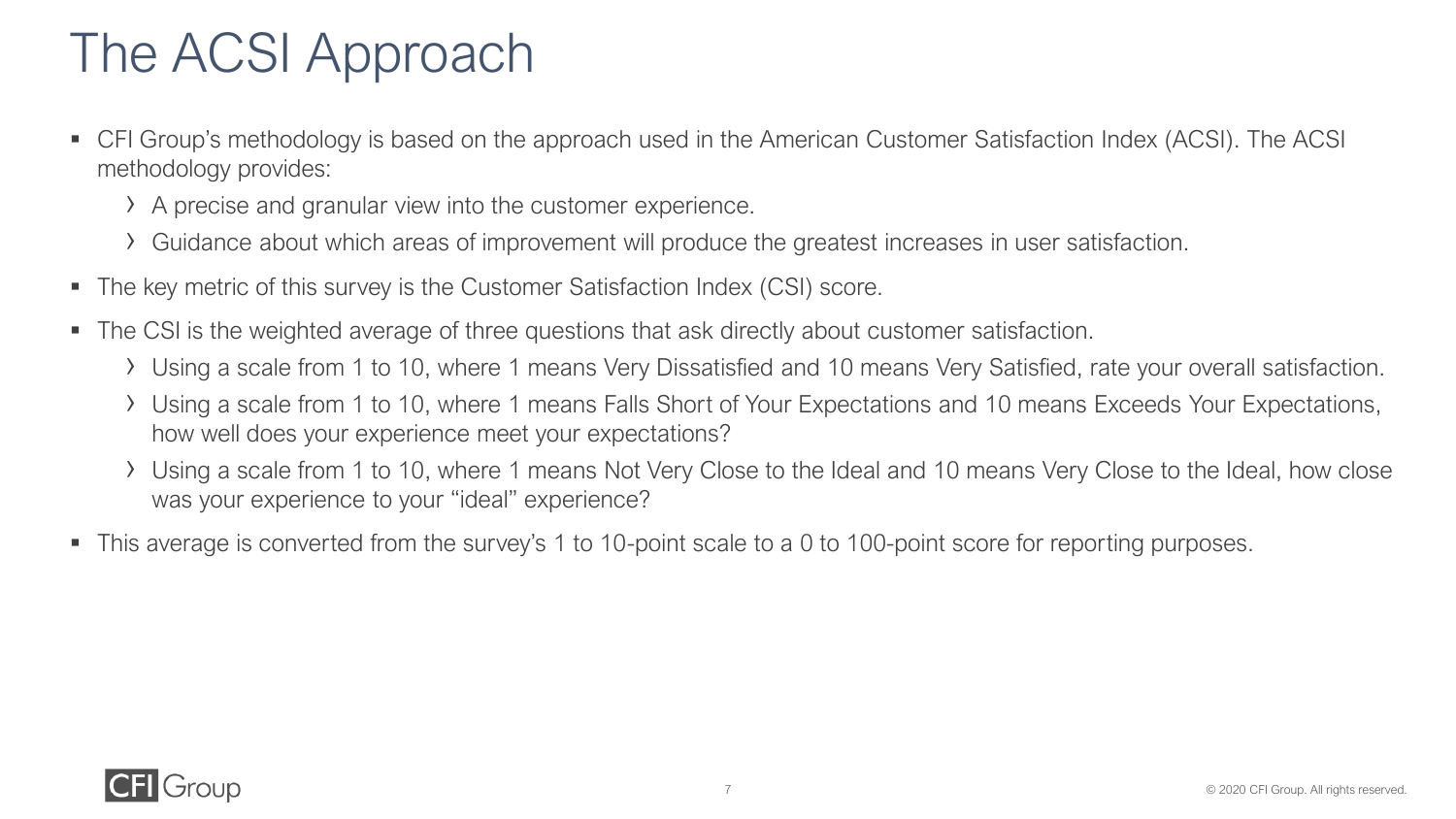# The ACSI Approach

- CFI Group's methodology is based on the approach used in the American Customer Satisfaction Index (ACSI). The ACSI methodology provides:
  - A precise and granular view into the customer experience.
  - Guidance about which areas of improvement will produce the greatest increases in user satisfaction.
- The key metric of this survey is the Customer Satisfaction Index (CSI) score.
- The CSI is the weighted average of three questions that ask directly about customer satisfaction.
  - Using a scale from 1 to 10, where 1 means Very Dissatisfied and 10 means Very Satisfied, rate your overall satisfaction.
  - Using a scale from 1 to 10, where 1 means Falls Short of Your Expectations and 10 means Exceeds Your Expectations, how well does your experience meet your expectations?
  - Using a scale from 1 to 10, where 1 means Not Very Close to the Ideal and 10 means Very Close to the Ideal, how close was your experience to your "ideal" experience?
- This average is converted from the survey's 1 to 10-point scale to a 0 to 100-point score for reporting purposes.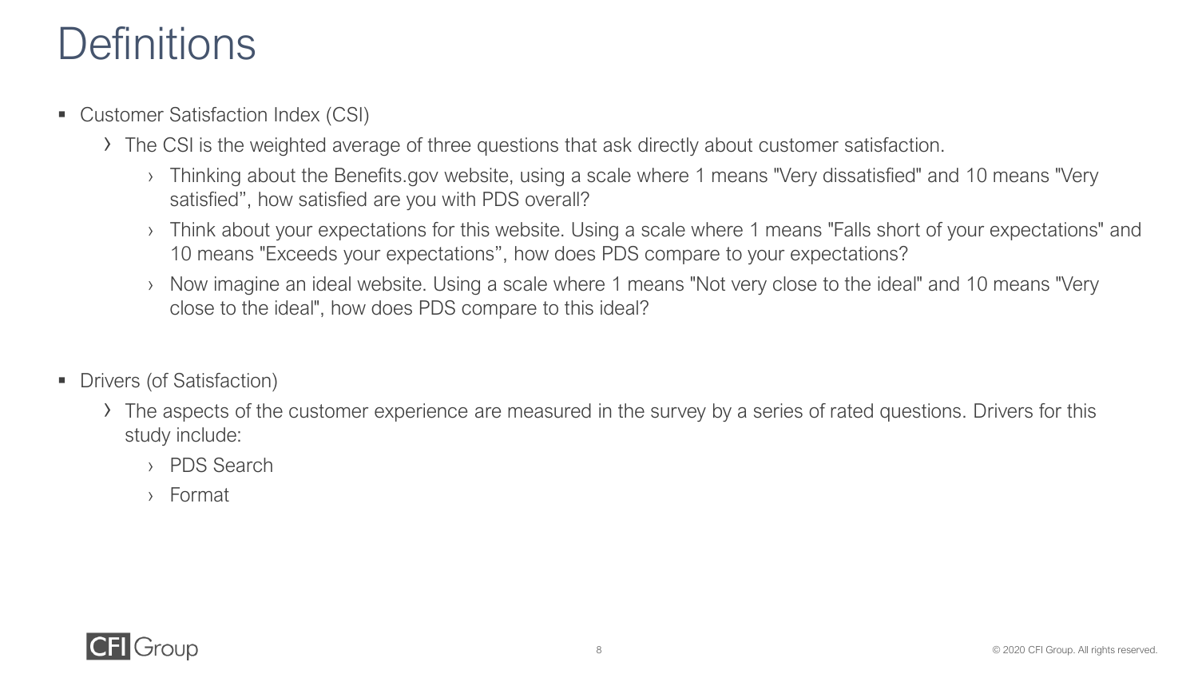# Definitions

- Customer Satisfaction Index (CSI)
  - The CSI is the weighted average of three questions that ask directly about customer satisfaction.
    - Thinking about the Benefits.gov website, using a scale where 1 means "Very dissatisfied" and 10 means "Very satisfied", how satisfied are you with PDS overall?
    - Think about your expectations for this website. Using a scale where 1 means "Falls short of your expectations" and 10 means "Exceeds your expectations", how does PDS compare to your expectations?
    - Now imagine an ideal website. Using a scale where 1 means "Not very close to the ideal" and 10 means "Very close to the ideal", how does PDS compare to this ideal?

- Drivers (of Satisfaction)
  - The aspects of the customer experience are measured in the survey by a series of rated questions. Drivers for this study include:
    - PDS Search
    - Format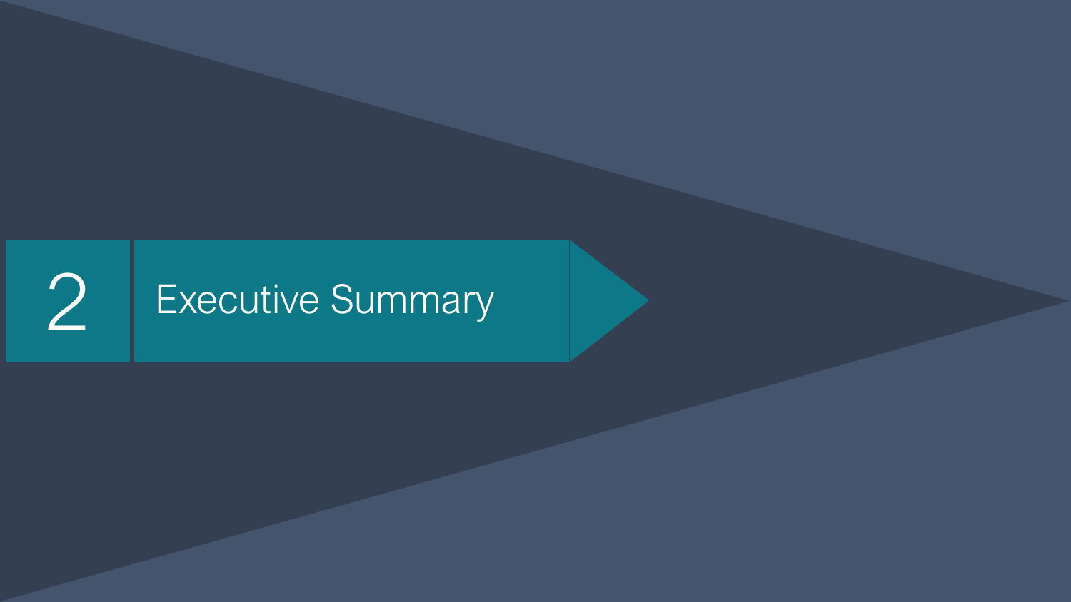# 2 Executive Summary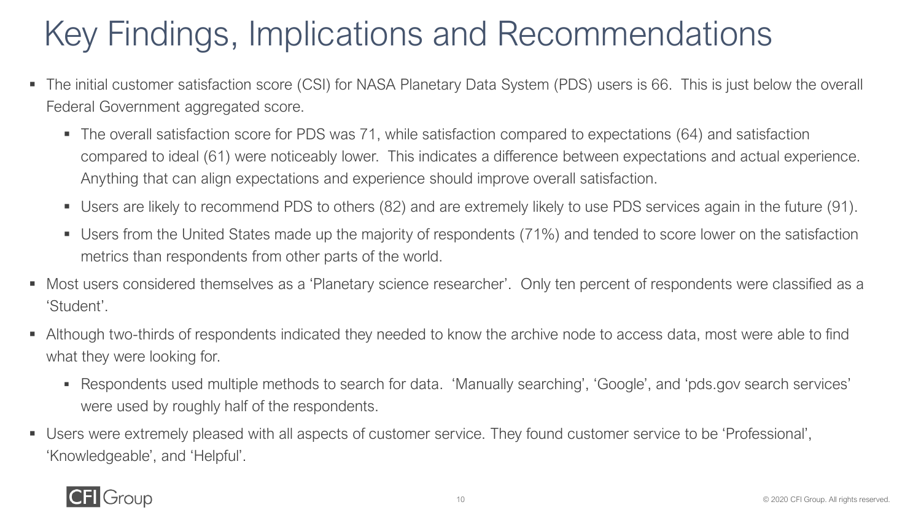# Key Findings, Implications and Recommendations

- The initial customer satisfaction score (CSI) for NASA Planetary Data System (PDS) users is 66. This is just below the overall Federal Government aggregated score.
  - The overall satisfaction score for PDS was 71, while satisfaction compared to expectations (64) and satisfaction compared to ideal (61) were noticeably lower. This indicates a difference between expectations and actual experience. Anything that can align expectations and experience should improve overall satisfaction.
  - Users are likely to recommend PDS to others (82) and are extremely likely to use PDS services again in the future (91).
  - Users from the United States made up the majority of respondents (71%) and tended to score lower on the satisfaction metrics than respondents from other parts of the world.
- Most users considered themselves as a 'Planetary science researcher'. Only ten percent of respondents were classified as a 'Student'.
- Although two-thirds of respondents indicated they needed to know the archive node to access data, most were able to find what they were looking for.
  - Respondents used multiple methods to search for data. 'Manually searching', 'Google', and 'pds.gov search services' were used by roughly half of the respondents.
- Users were extremely pleased with all aspects of customer service. They found customer service to be 'Professional', 'Knowledgeable', and 'Helpful'.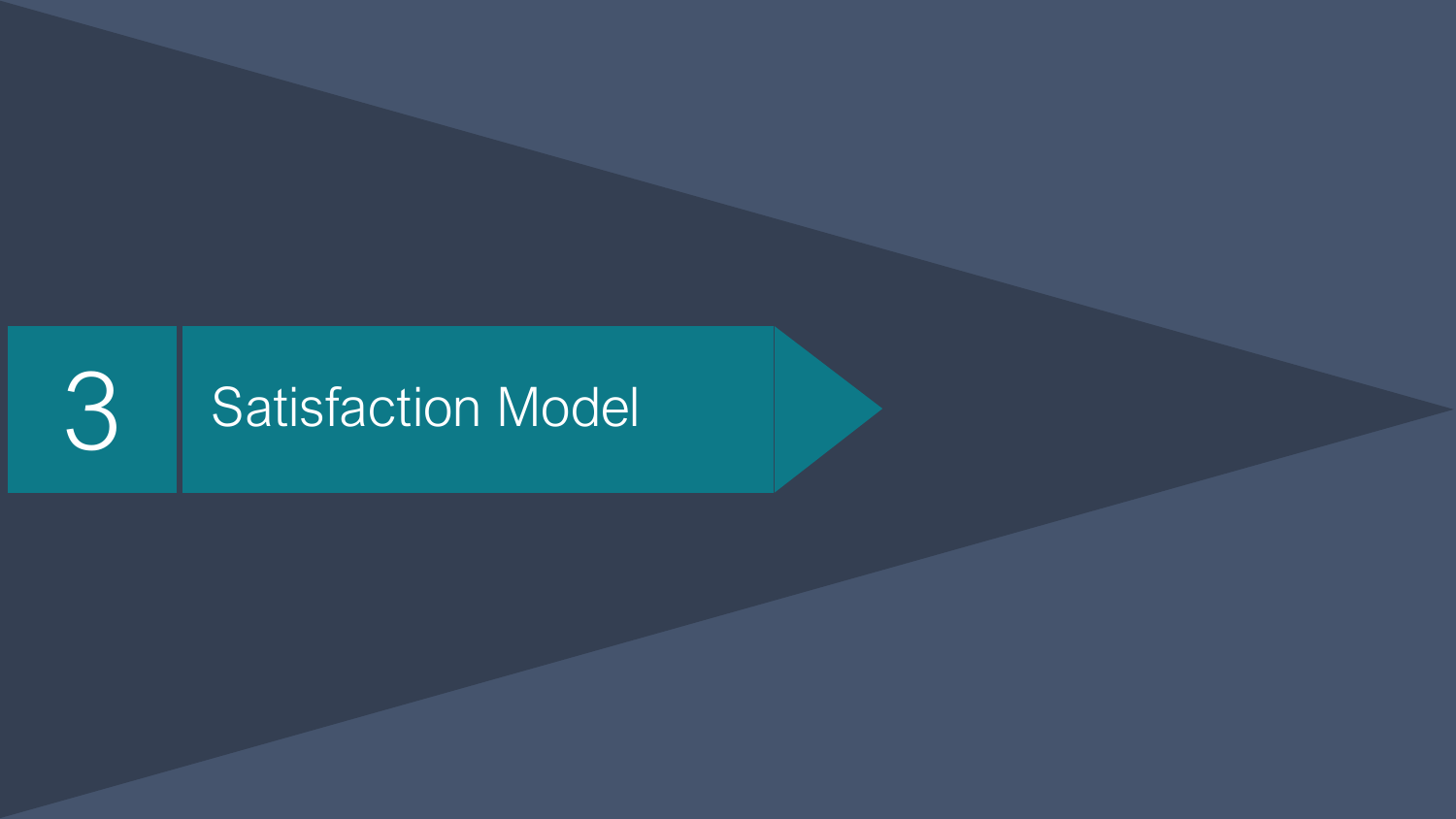# 3 Satisfaction Model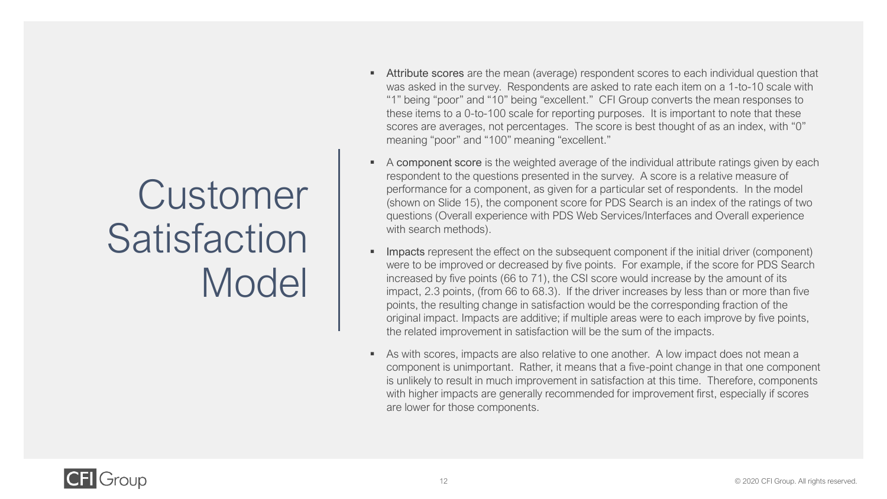# Customer Satisfaction Model

- **Attribute scores** are the mean (average) respondent scores to each individual question that was asked in the survey. Respondents are asked to rate each item on a 1-to-10 scale with "1" being "poor" and "10" being "excellent." CFI Group converts the mean responses to these items to a 0-to-100 scale for reporting purposes. It is important to note that these scores are averages, not percentages. The score is best thought of as an index, with "0" meaning "poor" and "100" meaning "excellent."
- A **component score** is the weighted average of the individual attribute ratings given by each respondent to the questions presented in the survey. A score is a relative measure of performance for a component, as given for a particular set of respondents. In the model (shown on Slide 15), the component score for PDS Search is an index of the ratings of two questions (Overall experience with PDS Web Services/Interfaces and Overall experience with search methods).
- **Impacts** represent the effect on the subsequent component if the initial driver (component) were to be improved or decreased by five points. For example, if the score for PDS Search increased by five points (66 to 71), the CSI score would increase by the amount of its impact, 2.3 points, (from 66 to 68.3). If the driver increases by less than or more than five points, the resulting change in satisfaction would be the corresponding fraction of the original impact. Impacts are additive; if multiple areas were to each improve by five points, the related improvement in satisfaction will be the sum of the impacts.
- As with scores, impacts are also relative to one another. A low impact does not mean a component is unimportant. Rather, it means that a five-point change in that one component is unlikely to result in much improvement in satisfaction at this time. Therefore, components with higher impacts are generally recommended for improvement first, especially if scores are lower for those components.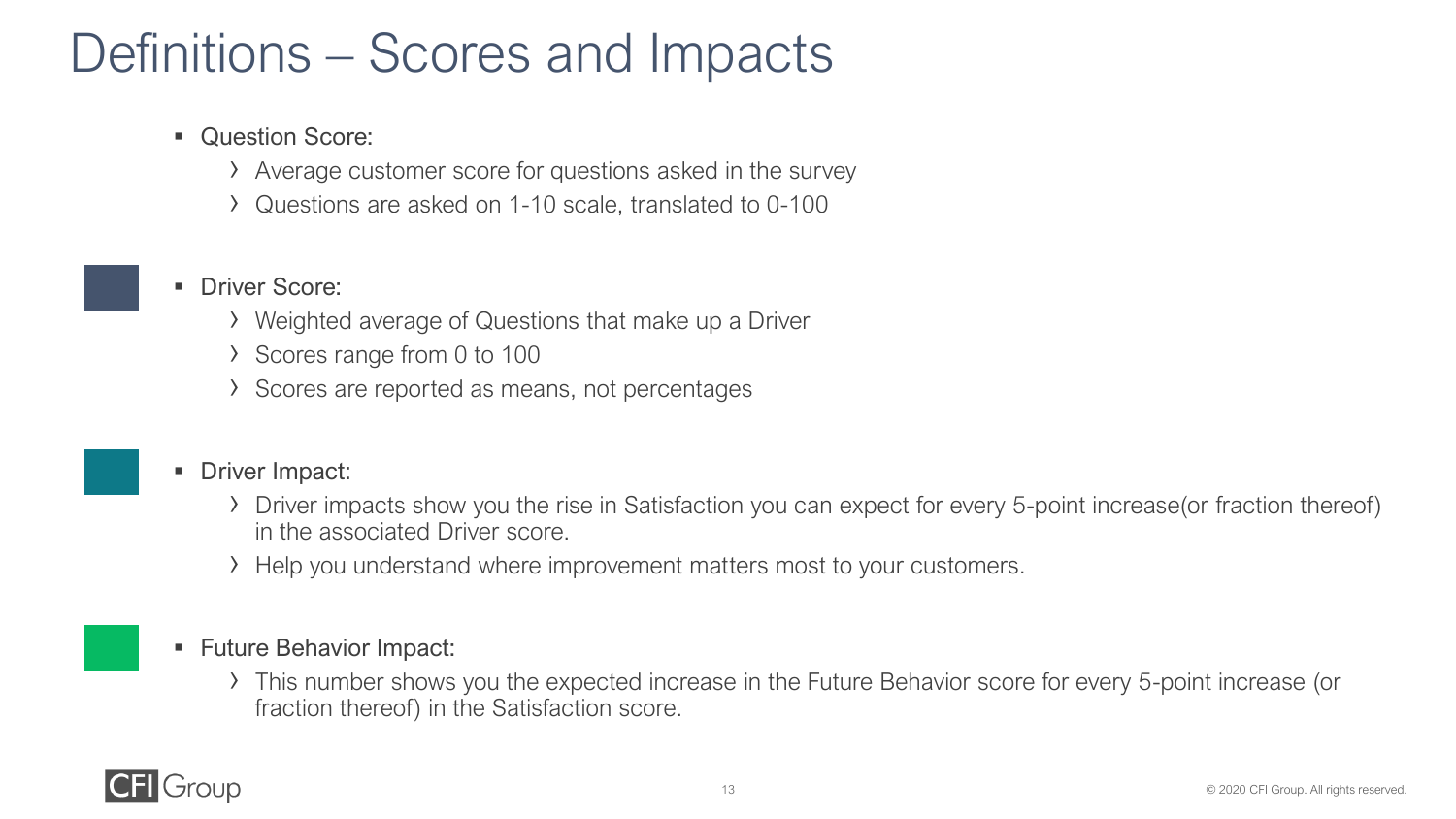# Definitions – Scores and Impacts

- Question Score:
  - Average customer score for questions asked in the survey
  - Questions are asked on 1-10 scale, translated to 0-100

- Driver Score:
  - Weighted average of Questions that make up a Driver
  - Scores range from 0 to 100
  - Scores are reported as means, not percentages

- Driver Impact:
  - Driver impacts show you the rise in Satisfaction you can expect for every 5-point increase(or fraction thereof) in the associated Driver score.
  - Help you understand where improvement matters most to your customers.

- Future Behavior Impact:
  - This number shows you the expected increase in the Future Behavior score for every 5-point increase (or fraction thereof) in the Satisfaction score.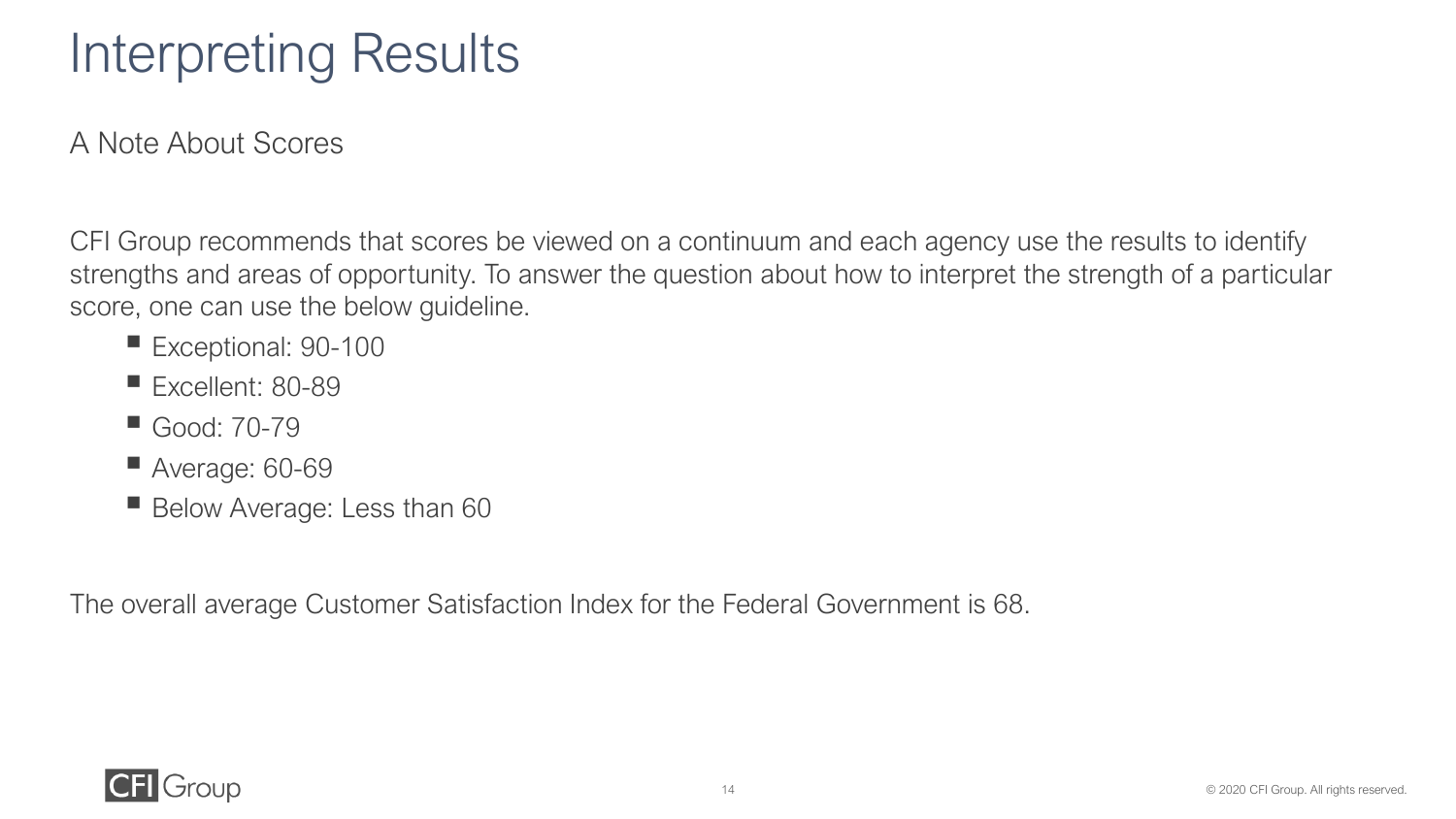# Interpreting Results

## A Note About Scores

CFI Group recommends that scores be viewed on a continuum and each agency use the results to identify strengths and areas of opportunity. To answer the question about how to interpret the strength of a particular score, one can use the below guideline.

- Exceptional: 90-100
- Excellent: 80-89
- Good: 70-79
- Average: 60-69
- Below Average: Less than 60

The overall average Customer Satisfaction Index for the Federal Government is 68.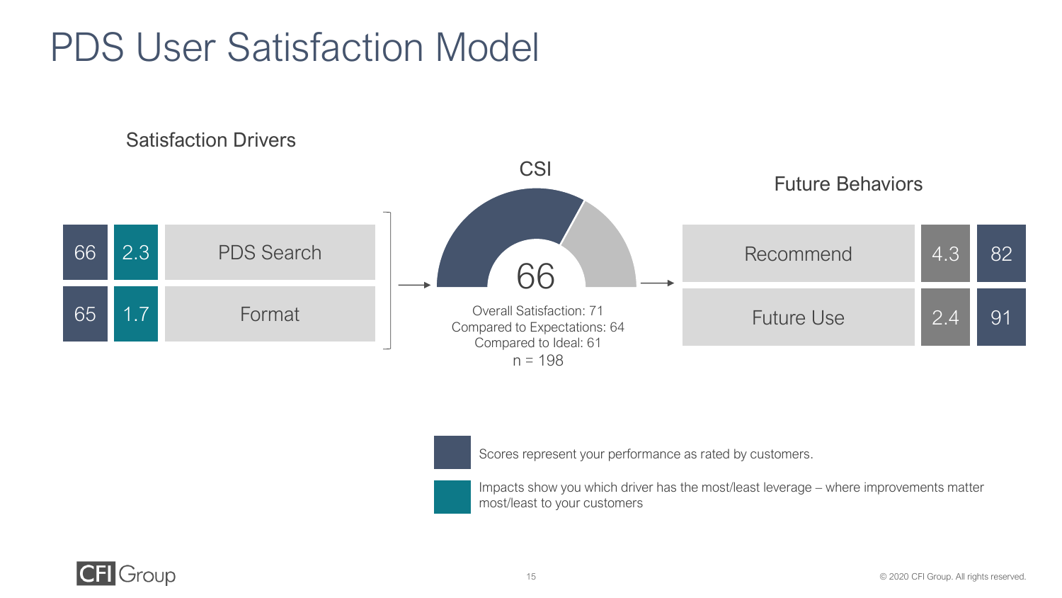# PDS User Satisfaction Model

## Satisfaction Drivers

| Score | Impact | Driver |
|---|---|---|
| 66 | 2.3 | PDS Search |
| 65 | 1.7 | Format |

## CSI

66

Overall Satisfaction: 71
Compared to Expectations: 64
Compared to Ideal: 61
n = 198

## Future Behaviors

| Behavior | Impact | Score |
|---|---|---|
| Recommend | 4.3 | 82 |
| Future Use | 2.4 | 91 |

Scores represent your performance as rated by customers.

Impacts show you which driver has the most/least leverage – where improvements matter most/least to your customers

© 2020 CFI Group. All rights reserved.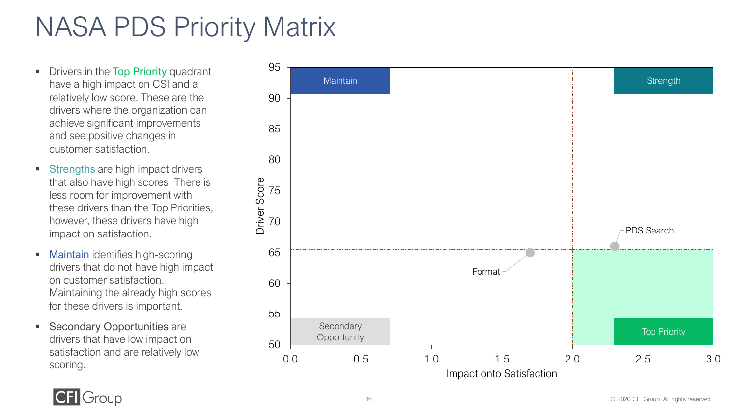# NASA PDS Priority Matrix

- Drivers in the Top Priority quadrant have a high impact on CSI and a relatively low score. These are the drivers where the organization can achieve significant improvements and see positive changes in customer satisfaction.
- Strengths are high impact drivers that also have high scores. There is less room for improvement with these drivers than the Top Priorities, however, these drivers have high impact on satisfaction.
- Maintain identifies high-scoring drivers that do not have high impact on customer satisfaction. Maintaining the already high scores for these drivers is important.
- Secondary Opportunities are drivers that have low impact on satisfaction and are relatively low scoring.

Maintain

Strength

Secondary Opportunity

Top Priority

PDS Search

Format

Driver Score

Impact onto Satisfaction

95 90 85 80 75 70 65 60 55 50

0.0 0.5 1.0 1.5 2.0 2.5 3.0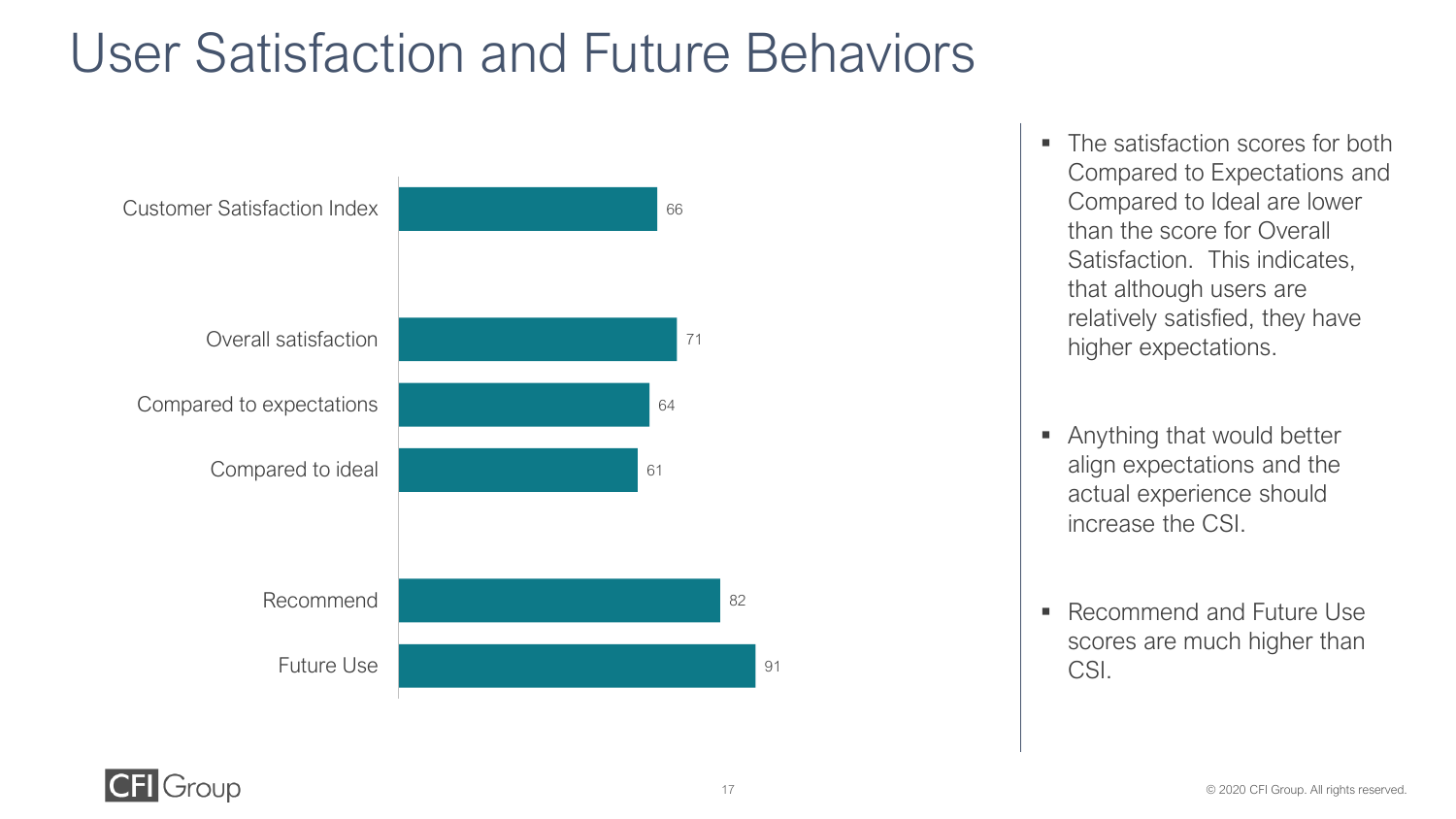# User Satisfaction and Future Behaviors

| Measure | Score |
| --- | --- |
| Customer Satisfaction Index | 66 |
| Overall satisfaction | 71 |
| Compared to expectations | 64 |
| Compared to ideal | 61 |
| Recommend | 82 |
| Future Use | 91 |

- The satisfaction scores for both Compared to Expectations and Compared to Ideal are lower than the score for Overall Satisfaction. This indicates, that although users are relatively satisfied, they have higher expectations.
- Anything that would better align expectations and the actual experience should increase the CSI.
- Recommend and Future Use scores are much higher than CSI.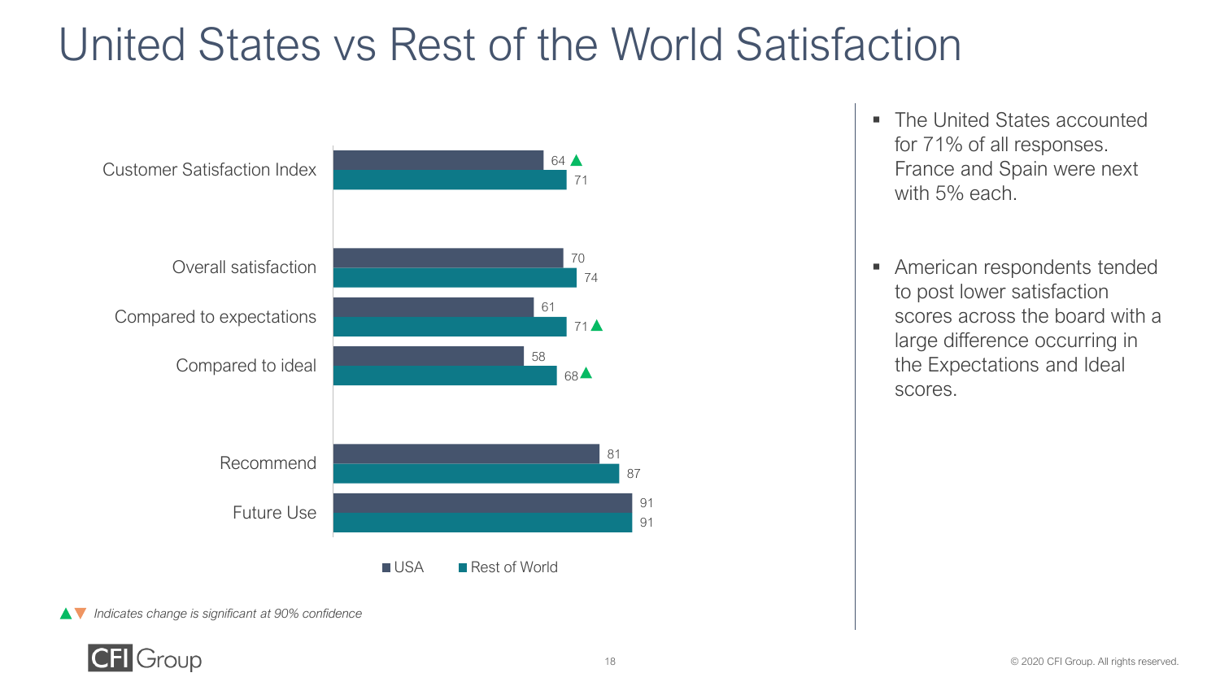# United States vs Rest of the World Satisfaction

| | USA | Rest of World |
|---|---|---|
| Customer Satisfaction Index | 64 ▲ | 71 |
| Overall satisfaction | 70 | 74 |
| Compared to expectations | 61 | 71 ▲ |
| Compared to ideal | 58 | 68 ▲ |
| Recommend | 81 | 87 |
| Future Use | 91 | 91 |

▲▼ *Indicates change is significant at 90% confidence*

- The United States accounted for 71% of all responses. France and Spain were next with 5% each.
- American respondents tended to post lower satisfaction scores across the board with a large difference occurring in the Expectations and Ideal scores.

© 2020 CFI Group. All rights reserved.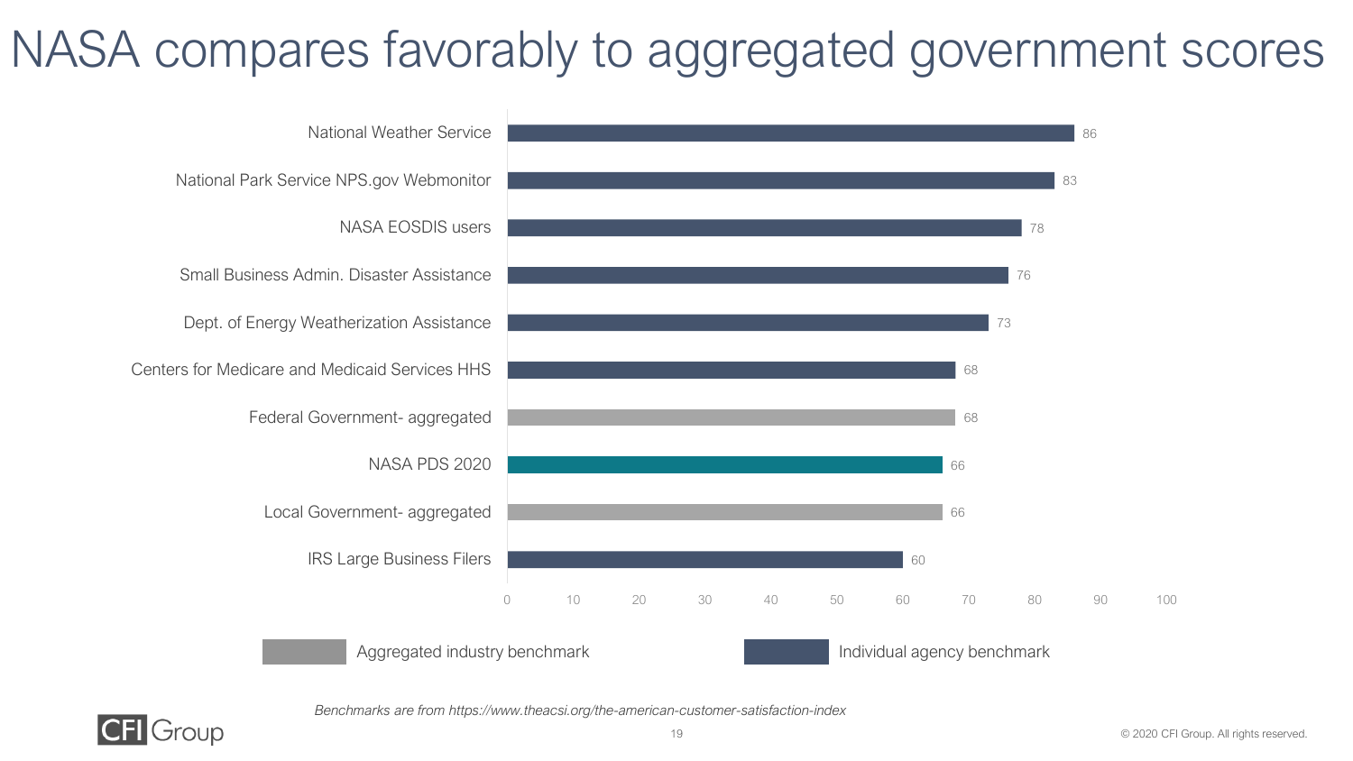# NASA compares favorably to aggregated government scores

| Benchmark | Score | Type |
| --- | --- | --- |
| National Weather Service | 86 | Individual agency benchmark |
| National Park Service NPS.gov Webmonitor | 83 | Individual agency benchmark |
| NASA EOSDIS users | 78 | Individual agency benchmark |
| Small Business Admin. Disaster Assistance | 76 | Individual agency benchmark |
| Dept. of Energy Weatherization Assistance | 73 | Individual agency benchmark |
| Centers for Medicare and Medicaid Services HHS | 68 | Individual agency benchmark |
| Federal Government- aggregated | 68 | Aggregated industry benchmark |
| NASA PDS 2020 | 66 | |
| Local Government- aggregated | 66 | Aggregated industry benchmark |
| IRS Large Business Filers | 60 | Individual agency benchmark |

*Benchmarks are from https://www.theacsi.org/the-american-customer-satisfaction-index*

© 2020 CFI Group. All rights reserved.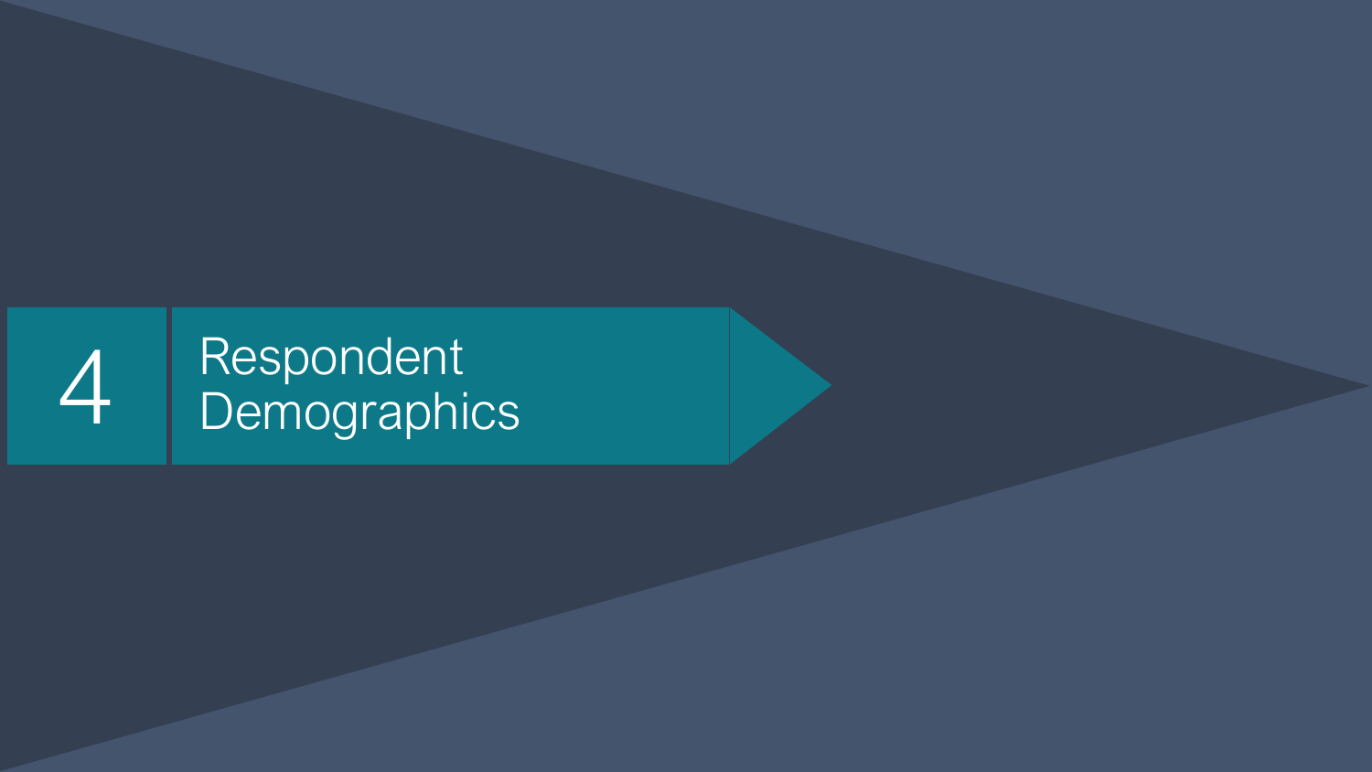# 4 Respondent Demographics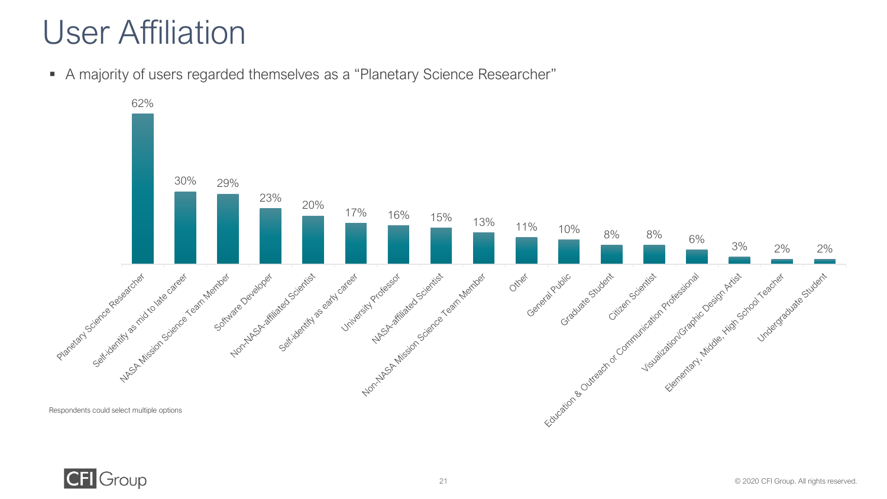# User Affiliation

- A majority of users regarded themselves as a "Planetary Science Researcher"

| Affiliation | Percent |
|---|---|
| Planetary Science Researcher | 62% |
| Self-identify as mid to late career | 30% |
| NASA Mission Science Team Member | 29% |
| Software Developer | 23% |
| Non-NASA-affiliated Scientist | 20% |
| Self-identify as early career | 17% |
| University Professor | 16% |
| NASA-affiliated Scientist | 15% |
| Non-NASA Mission Science Team Member | 13% |
| Other | 11% |
| General Public | 10% |
| Graduate Student | 8% |
| Citizen Scientist | 8% |
| Education & Outreach or Communication Professional | 6% |
| Visualization/Graphic Design Artist | 3% |
| Elementary, Middle, High School Teacher | 2% |
| Undergraduate Student | 2% |

Respondents could select multiple options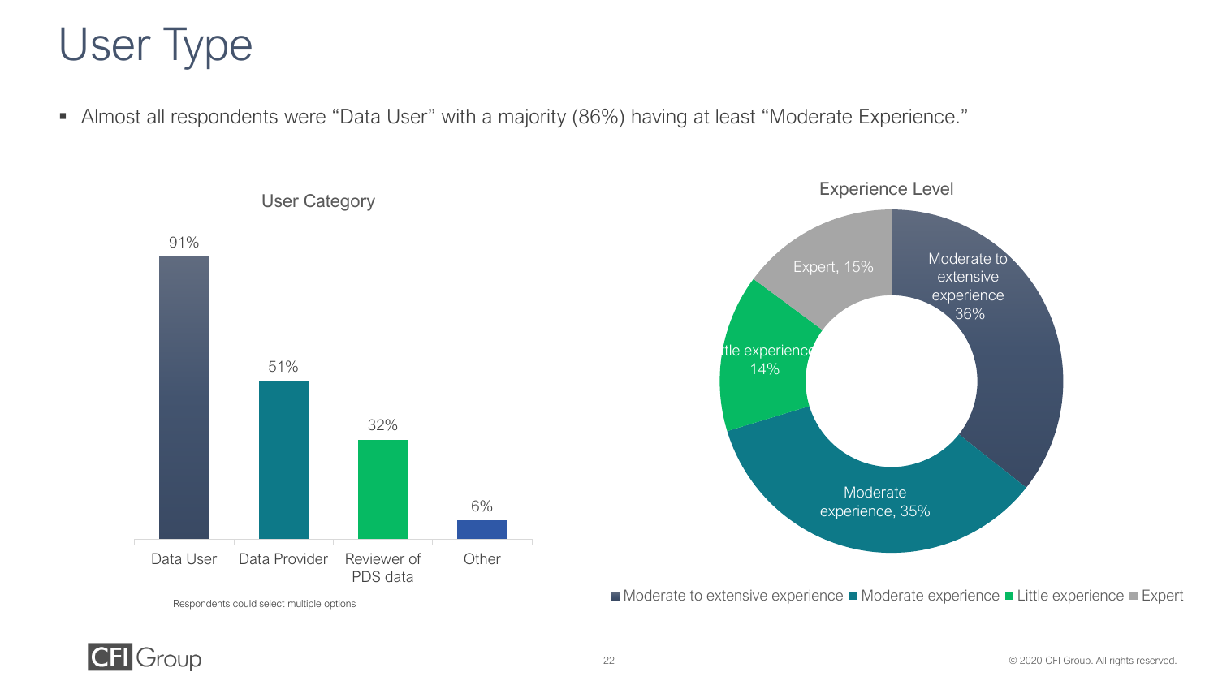# User Type

- Almost all respondents were "Data User" with a majority (86%) having at least "Moderate Experience."

**User Category**

| Category | Percent |
|---|---|
| Data User | 91% |
| Data Provider | 51% |
| Reviewer of PDS data | 32% |
| Other | 6% |

Respondents could select multiple options

**Experience Level**

| Experience Level | Percent |
|---|---|
| Moderate to extensive experience | 36% |
| Moderate experience | 35% |
| Little experience | 14% |
| Expert | 15% |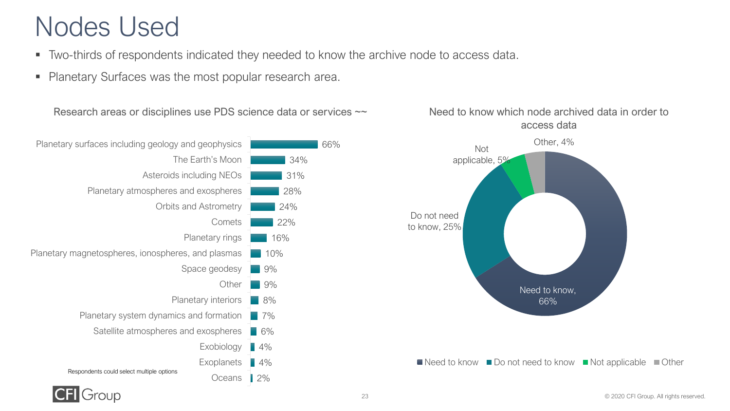# Nodes Used

- Two-thirds of respondents indicated they needed to know the archive node to access data.
- Planetary Surfaces was the most popular research area.

### Research areas or disciplines use PDS science data or services ~~

| Research area | Percent |
| --- | --- |
| Planetary surfaces including geology and geophysics | 66% |
| The Earth's Moon | 34% |
| Asteroids including NEOs | 31% |
| Planetary atmospheres and exospheres | 28% |
| Orbits and Astrometry | 24% |
| Comets | 22% |
| Planetary rings | 16% |
| Planetary magnetospheres, ionospheres, and plasmas | 10% |
| Space geodesy | 9% |
| Other | 9% |
| Planetary interiors | 8% |
| Planetary system dynamics and formation | 7% |
| Satellite atmospheres and exospheres | 6% |
| Exobiology | 4% |
| Exoplanets | 4% |
| Oceans | 2% |

Respondents could select multiple options

### Need to know which node archived data in order to access data

| Response | Percent |
| --- | --- |
| Need to know | 66% |
| Do not need to know | 25% |
| Not applicable | 5% |
| Other | 4% |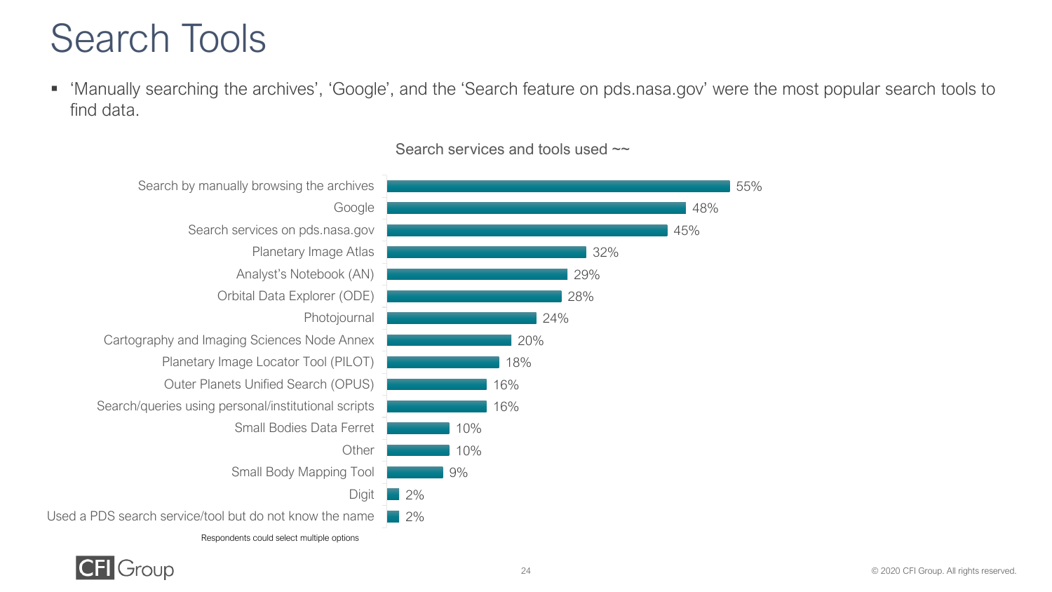# Search Tools

- 'Manually searching the archives', 'Google', and the 'Search feature on pds.nasa.gov' were the most popular search tools to find data.

Search services and tools used ~~

| Search service/tool | Percent |
|---|---|
| Search by manually browsing the archives | 55% |
| Google | 48% |
| Search services on pds.nasa.gov | 45% |
| Planetary Image Atlas | 32% |
| Analyst's Notebook (AN) | 29% |
| Orbital Data Explorer (ODE) | 28% |
| Photojournal | 24% |
| Cartography and Imaging Sciences Node Annex | 20% |
| Planetary Image Locator Tool (PILOT) | 18% |
| Outer Planets Unified Search (OPUS) | 16% |
| Search/queries using personal/institutional scripts | 16% |
| Small Bodies Data Ferret | 10% |
| Other | 10% |
| Small Body Mapping Tool | 9% |
| Digit | 2% |
| Used a PDS search service/tool but do not know the name | 2% |

Respondents could select multiple options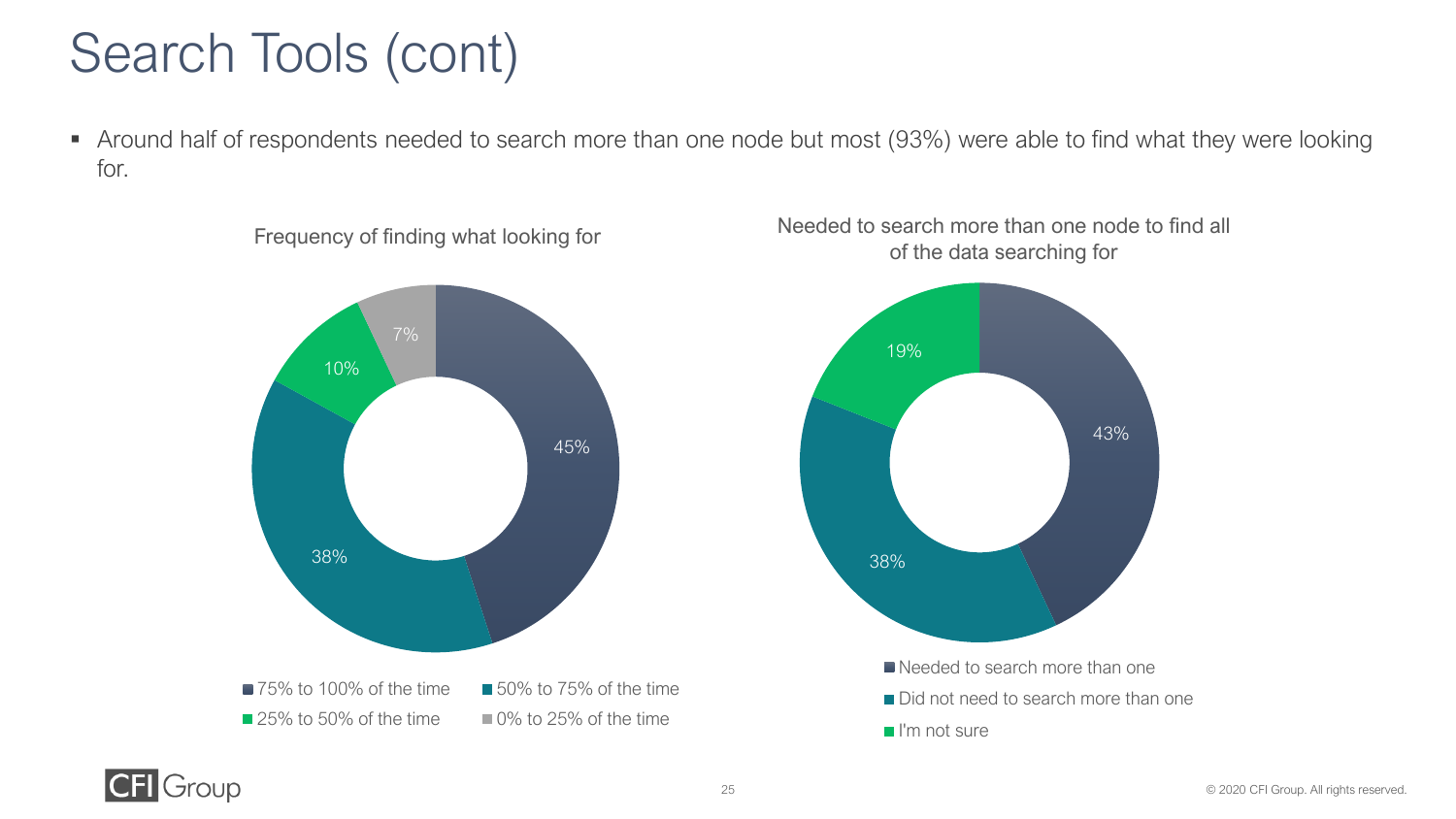# Search Tools (cont)

- Around half of respondents needed to search more than one node but most (93%) were able to find what they were looking for.

**Frequency of finding what looking for**

| Response | Percent |
|---|---|
| 75% to 100% of the time | 45% |
| 50% to 75% of the time | 38% |
| 25% to 50% of the time | 10% |
| 0% to 25% of the time | 7% |

**Needed to search more than one node to find all of the data searching for**

| Response | Percent |
|---|---|
| Needed to search more than one | 43% |
| Did not need to search more than one | 38% |
| I'm not sure | 19% |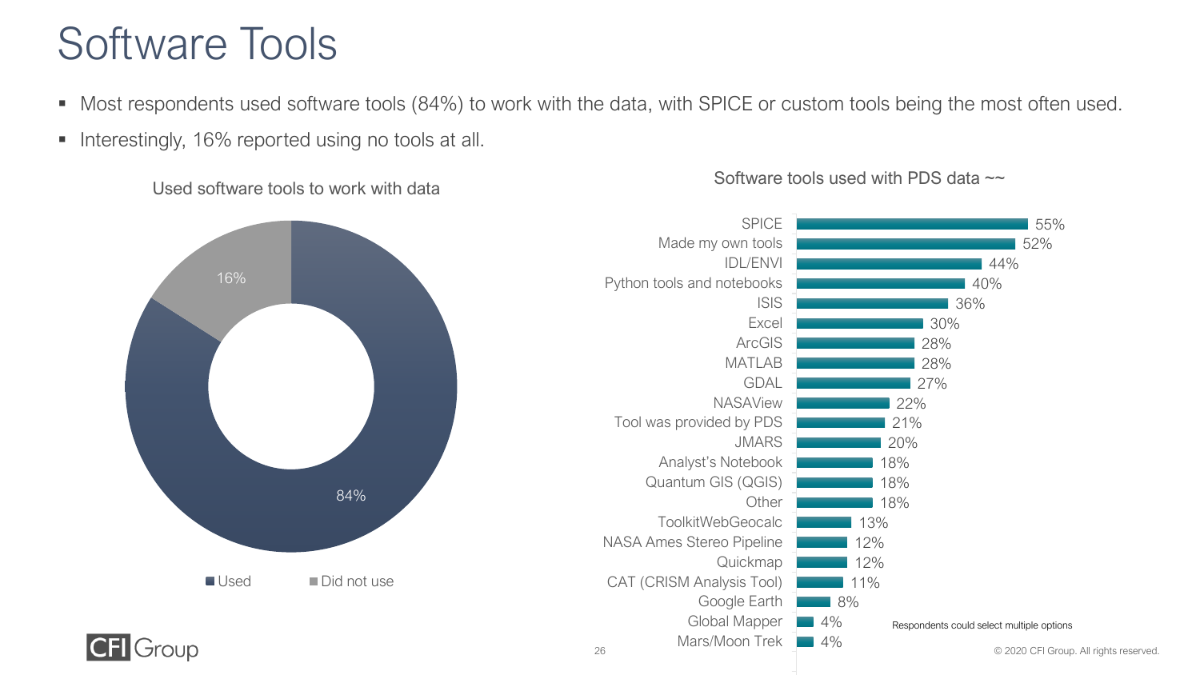# Software Tools

- Most respondents used software tools (84%) to work with the data, with SPICE or custom tools being the most often used.
- Interestingly, 16% reported using no tools at all.

**Used software tools to work with data**

| Response | Percent |
|---|---|
| Used | 84% |
| Did not use | 16% |

**Software tools used with PDS data ~~**

| Tool | Percent |
|---|---|
| SPICE | 55% |
| Made my own tools | 52% |
| IDL/ENVI | 44% |
| Python tools and notebooks | 40% |
| ISIS | 36% |
| Excel | 30% |
| ArcGIS | 28% |
| MATLAB | 28% |
| GDAL | 27% |
| NASAView | 22% |
| Tool was provided by PDS | 21% |
| JMARS | 20% |
| Analyst's Notebook | 18% |
| Quantum GIS (QGIS) | 18% |
| Other | 18% |
| ToolkitWebGeocalc | 13% |
| NASA Ames Stereo Pipeline | 12% |
| Quickmap | 12% |
| CAT (CRISM Analysis Tool) | 11% |
| Google Earth | 8% |
| Global Mapper | 4% |
| Mars/Moon Trek | 4% |

Respondents could select multiple options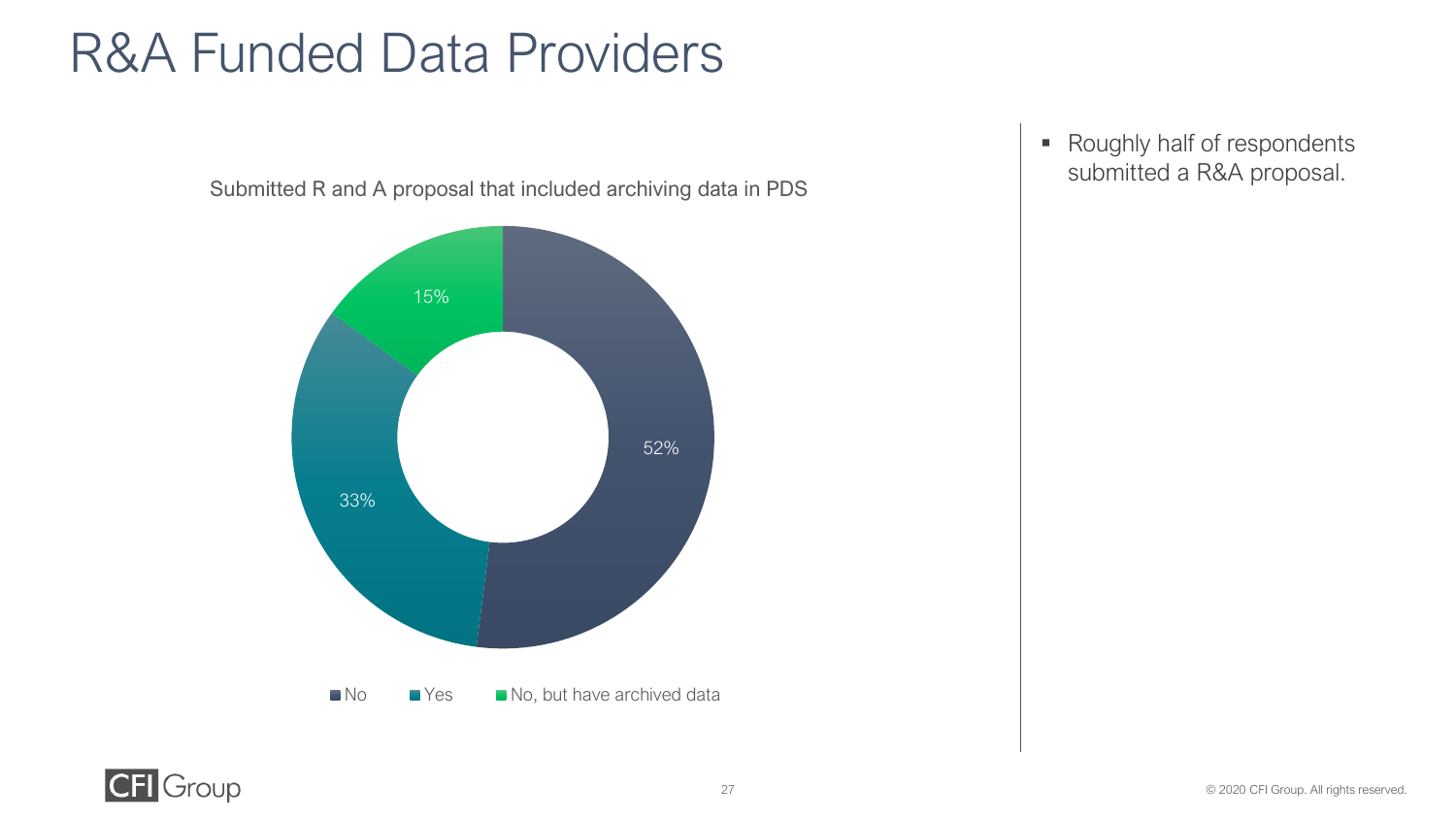# R&A Funded Data Providers

Submitted R and A proposal that included archiving data in PDS

| Response | Percentage |
| --- | --- |
| No | 52% |
| Yes | 33% |
| No, but have archived data | 15% |

- Roughly half of respondents submitted a R&A proposal.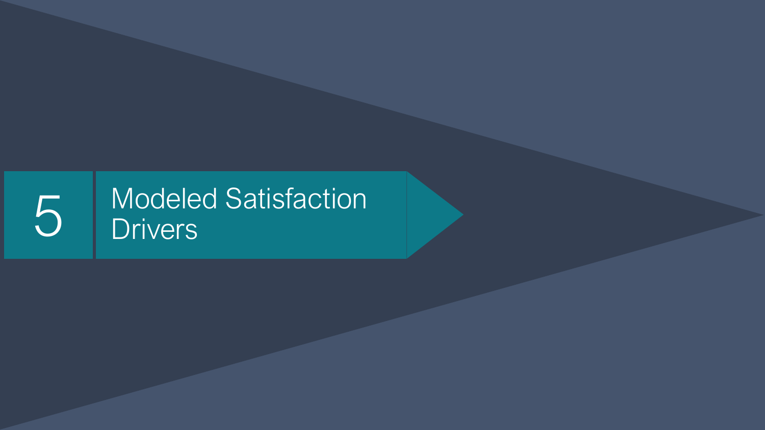# 5 Modeled Satisfaction Drivers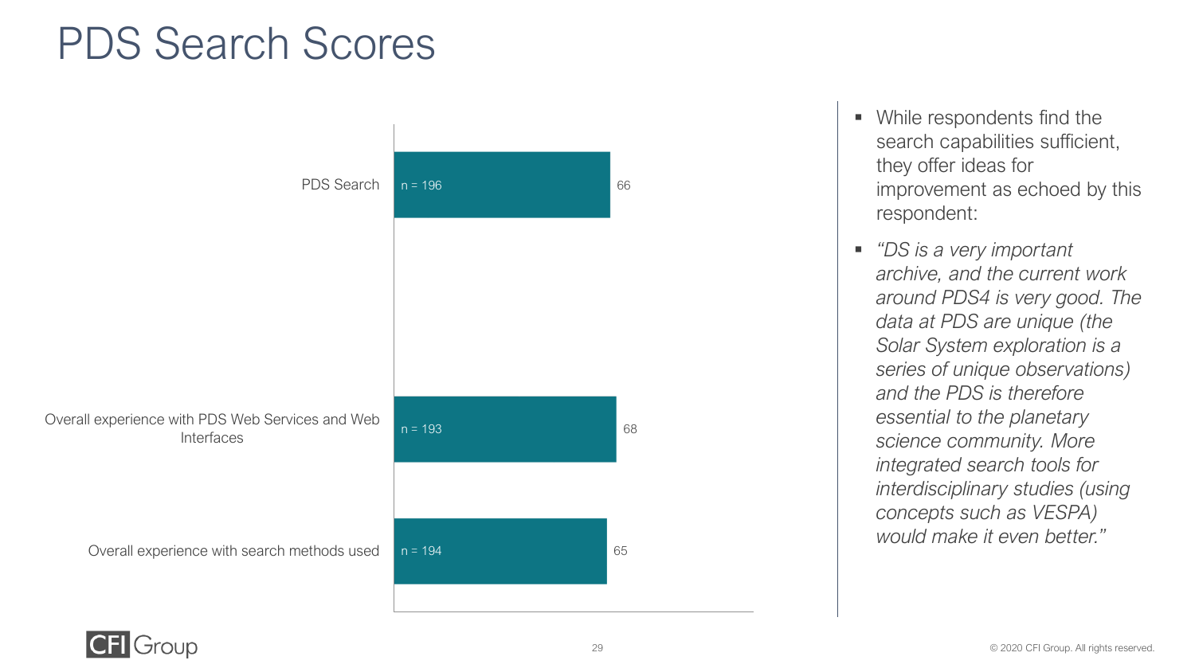# PDS Search Scores

| Item | n | Score |
| --- | --- | --- |
| PDS Search | n = 196 | 66 |
| Overall experience with PDS Web Services and Web Interfaces | n = 193 | 68 |
| Overall experience with search methods used | n = 194 | 65 |

- While respondents find the search capabilities sufficient, they offer ideas for improvement as echoed by this respondent:
- *"DS is a very important archive, and the current work around PDS4 is very good. The data at PDS are unique (the Solar System exploration is a series of unique observations) and the PDS is therefore essential to the planetary science community. More integrated search tools for interdisciplinary studies (using concepts such as VESPA) would make it even better."*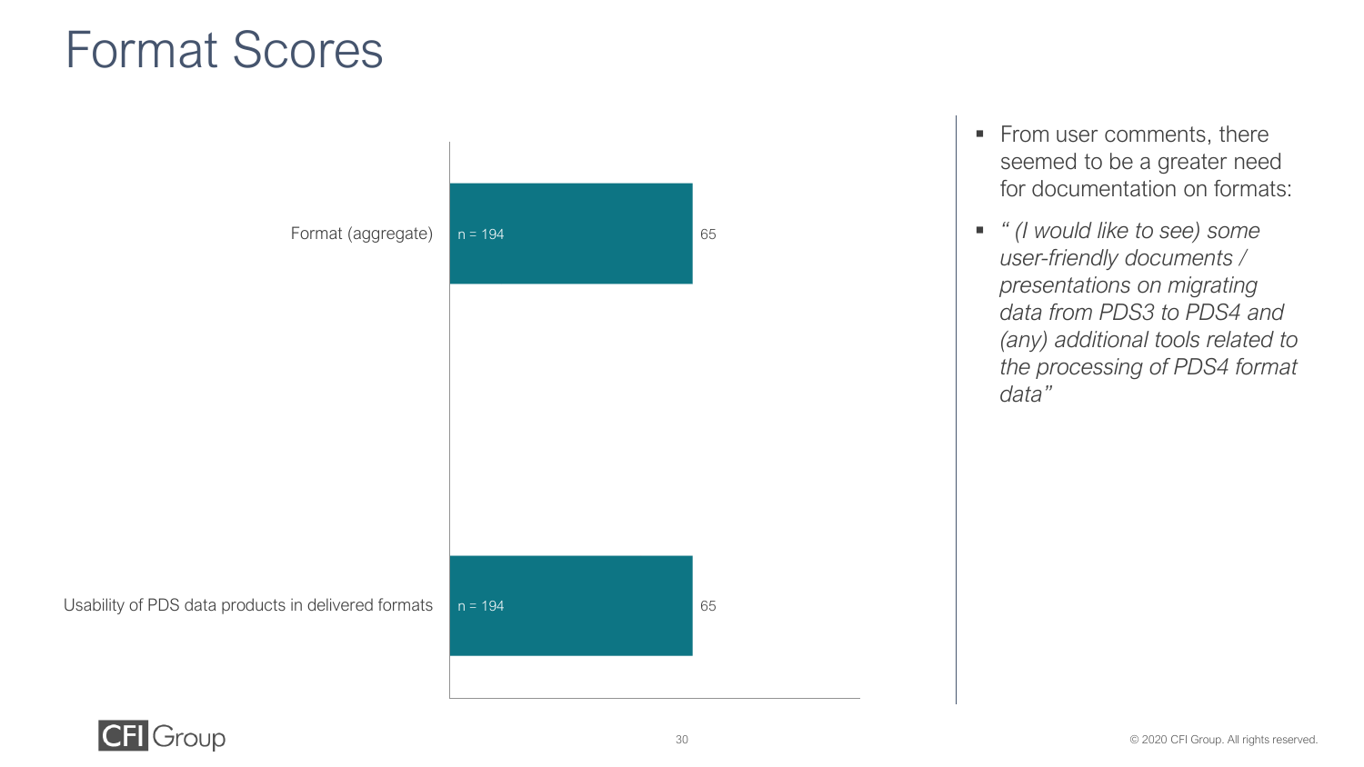# Format Scores

| Item | n | Score |
|---|---|---|
| Format (aggregate) | n = 194 | 65 |
| Usability of PDS data products in delivered formats | n = 194 | 65 |

- From user comments, there seemed to be a greater need for documentation on formats:
- *" (I would like to see) some user-friendly documents / presentations on migrating data from PDS3 to PDS4 and (any) additional tools related to the processing of PDS4 format data"*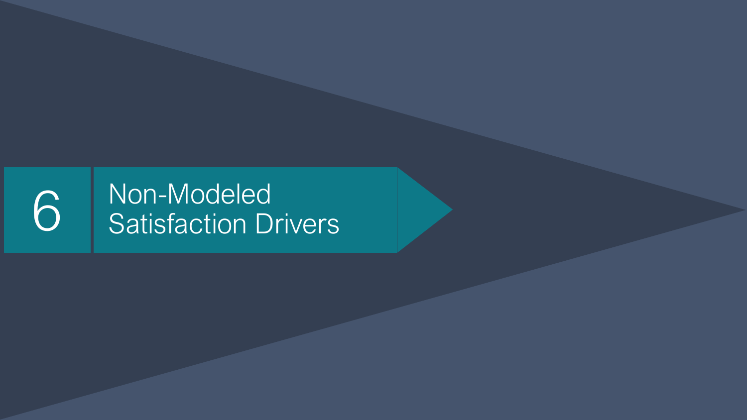# 6 Non-Modeled Satisfaction Drivers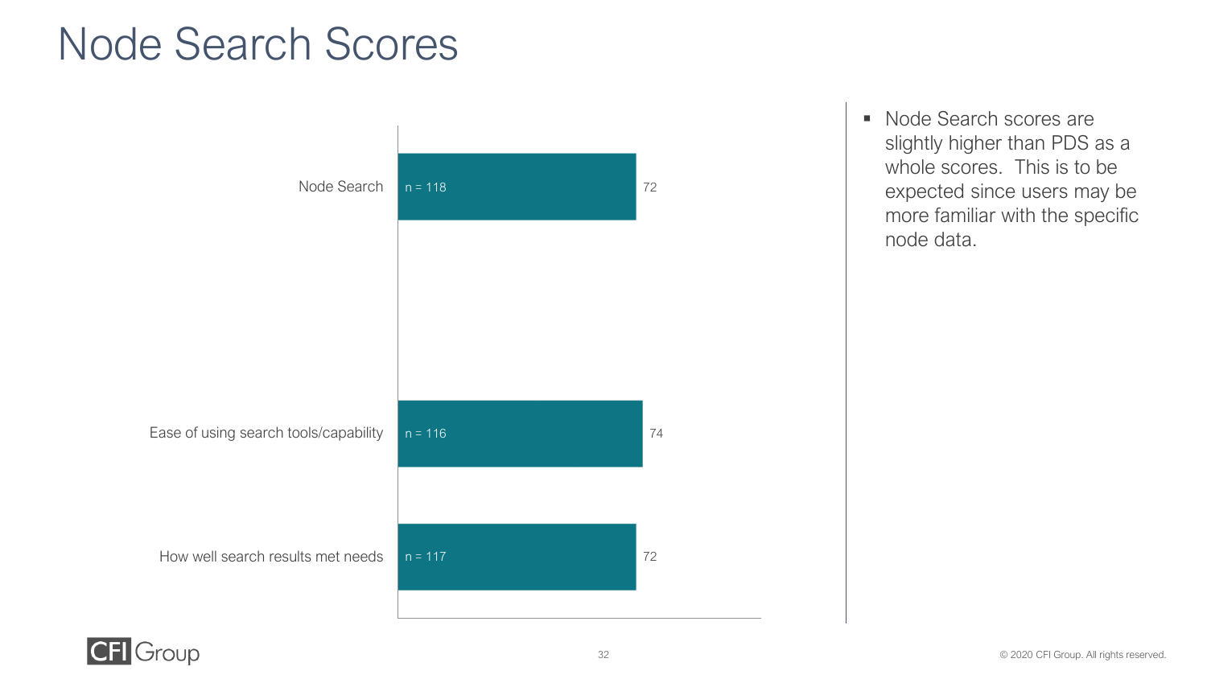# Node Search Scores

| | n | Score |
|---|---|---|
| Node Search | n = 118 | 72 |
| Ease of using search tools/capability | n = 116 | 74 |
| How well search results met needs | n = 117 | 72 |

- Node Search scores are slightly higher than PDS as a whole scores. This is to be expected since users may be more familiar with the specific node data.

© 2020 CFI Group. All rights reserved.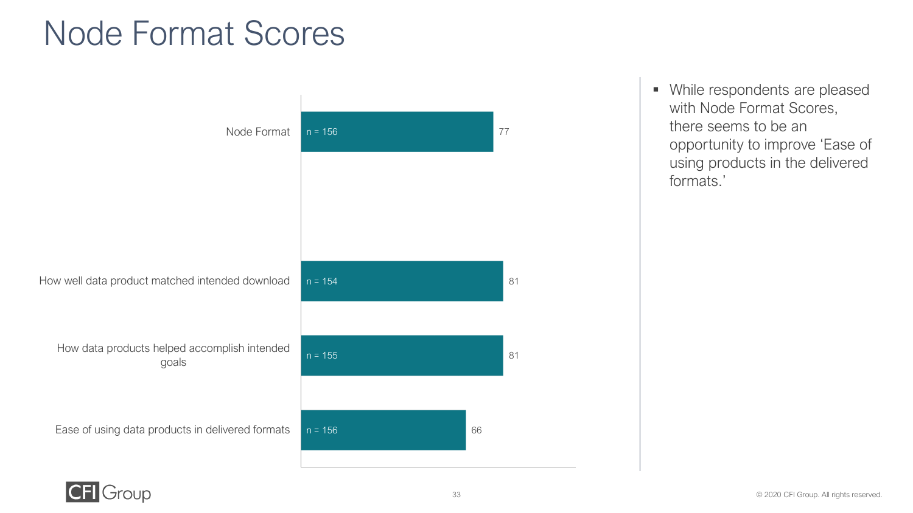# Node Format Scores

| Measure | n | Score |
| --- | --- | --- |
| Node Format | n = 156 | 77 |
| How well data product matched intended download | n = 154 | 81 |
| How data products helped accomplish intended goals | n = 155 | 81 |
| Ease of using data products in delivered formats | n = 156 | 66 |

- While respondents are pleased with Node Format Scores, there seems to be an opportunity to improve 'Ease of using products in the delivered formats.'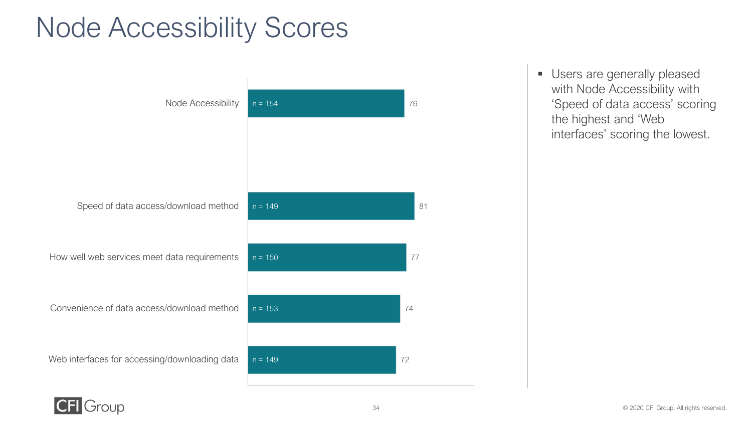# Node Accessibility Scores

| Item | n | Score |
| --- | --- | --- |
| Node Accessibility | n = 154 | 76 |
| Speed of data access/download method | n = 149 | 81 |
| How well web services meet data requirements | n = 150 | 77 |
| Convenience of data access/download method | n = 153 | 74 |
| Web interfaces for accessing/downloading data | n = 149 | 72 |

- Users are generally pleased with Node Accessibility with 'Speed of data access' scoring the highest and 'Web interfaces' scoring the lowest.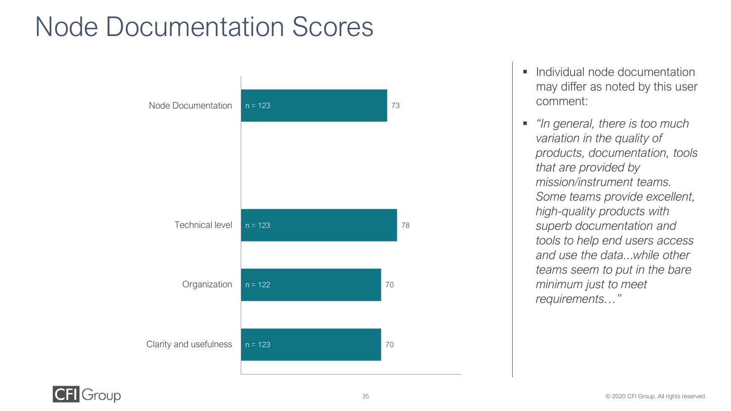# Node Documentation Scores

| Item | n | Score |
| --- | --- | --- |
| Node Documentation | n = 123 | 73 |
| Technical level | n = 123 | 78 |
| Organization | n = 122 | 70 |
| Clarity and usefulness | n = 123 | 70 |

- Individual node documentation may differ as noted by this user comment:
- *"In general, there is too much variation in the quality of products, documentation, tools that are provided by mission/instrument teams. Some teams provide excellent, high-quality products with superb documentation and tools to help end users access and use the data...while other teams seem to put in the bare minimum just to meet requirements…"*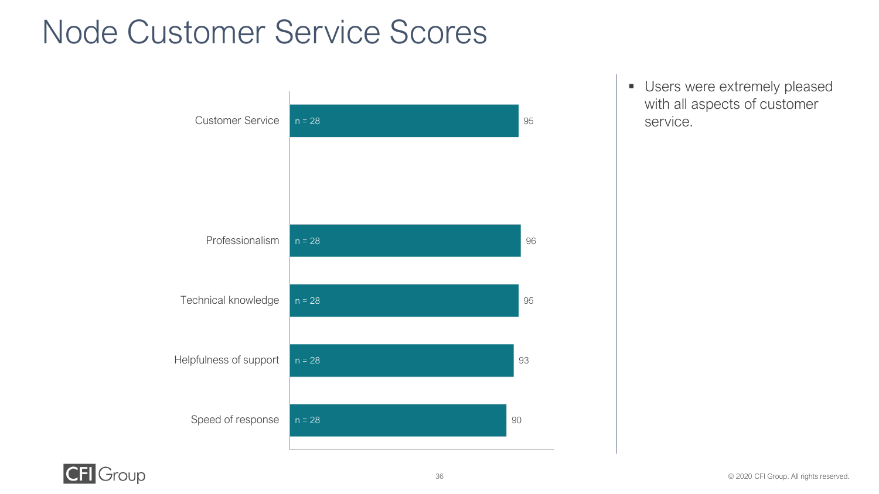# Node Customer Service Scores

| Attribute | n | Score |
|---|---|---|
| Customer Service | n = 28 | 95 |
| Professionalism | n = 28 | 96 |
| Technical knowledge | n = 28 | 95 |
| Helpfulness of support | n = 28 | 93 |
| Speed of response | n = 28 | 90 |

- Users were extremely pleased with all aspects of customer service.

© 2020 CFI Group. All rights reserved.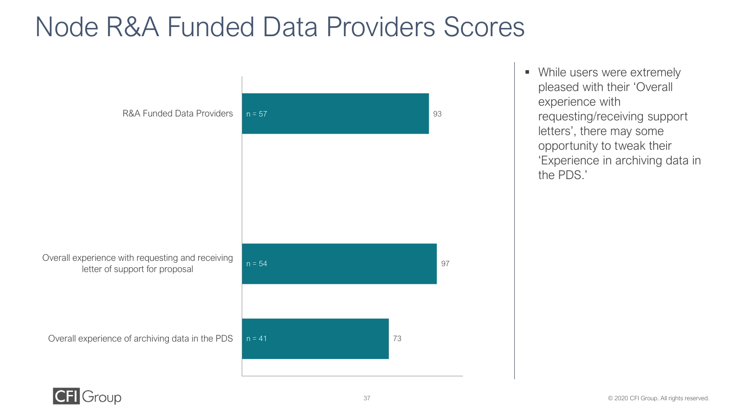# Node R&A Funded Data Providers Scores

| Category | n | Score |
|---|---|---|
| R&A Funded Data Providers | n = 57 | 93 |
| Overall experience with requesting and receiving letter of support for proposal | n = 54 | 97 |
| Overall experience of archiving data in the PDS | n = 41 | 73 |

- While users were extremely pleased with their 'Overall experience with requesting/receiving support letters', there may some opportunity to tweak their 'Experience in archiving data in the PDS.'

© 2020 CFI Group. All rights reserved.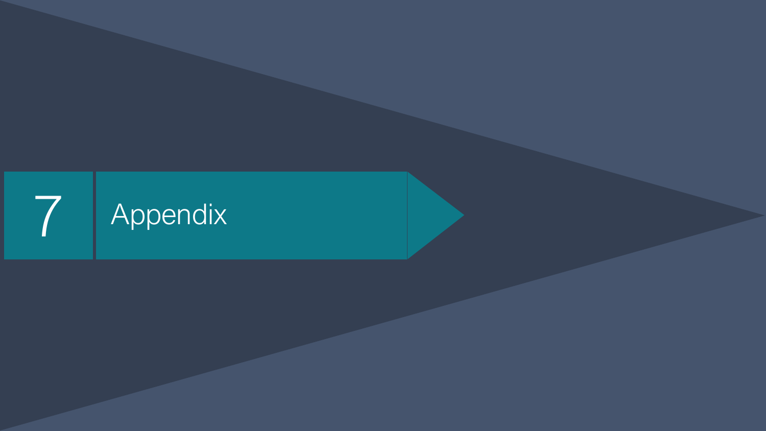# 7 Appendix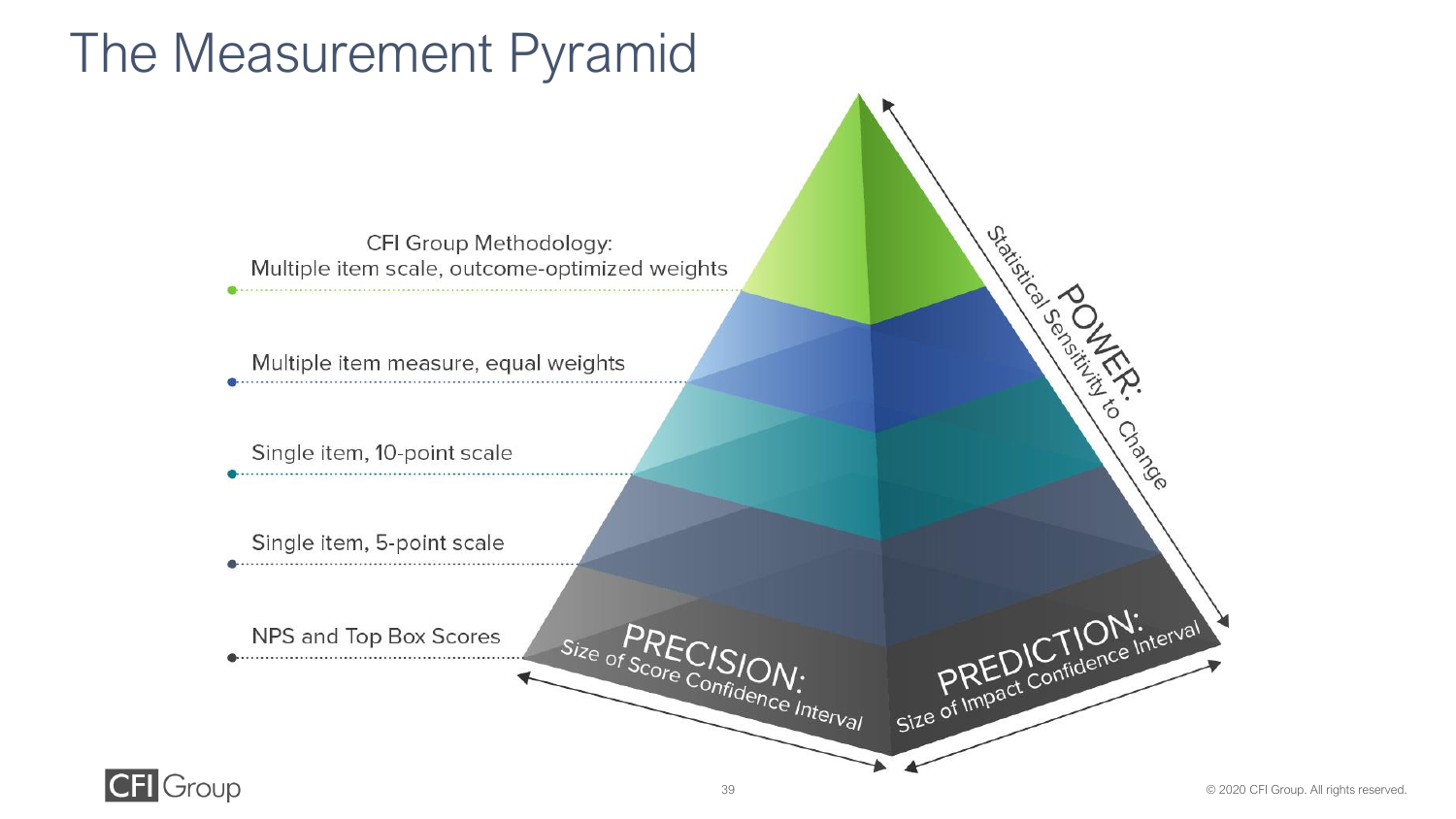# The Measurement Pyramid

- CFI Group Methodology: Multiple item scale, outcome-optimized weights
- Multiple item measure, equal weights
- Single item, 10-point scale
- Single item, 5-point scale
- NPS and Top Box Scores

POWER: Statistical Sensitivity to Change

PRECISION: Size of Score Confidence Interval

PREDICTION: Size of Impact Confidence Interval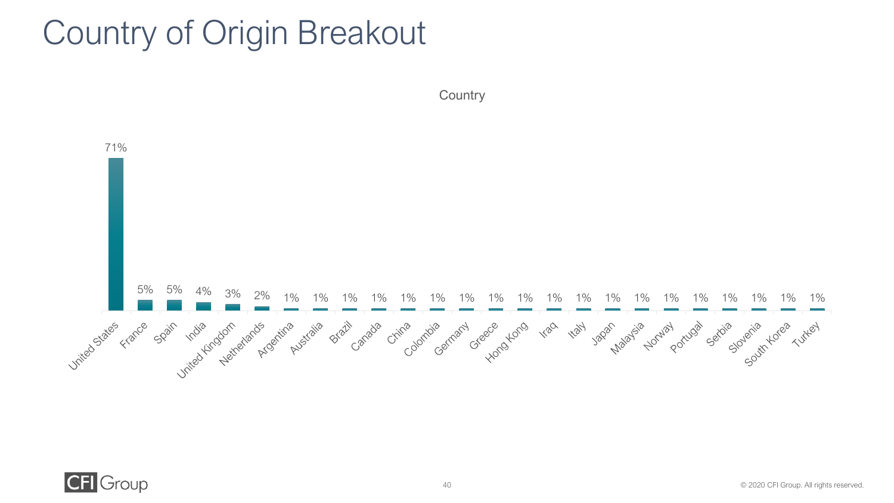# Country of Origin Breakout

**Country**

| Country | Percentage |
|---|---|
| United States | 71% |
| France | 5% |
| Spain | 5% |
| India | 4% |
| United Kingdom | 3% |
| Netherlands | 2% |
| Argentina | 1% |
| Australia | 1% |
| Brazil | 1% |
| Canada | 1% |
| China | 1% |
| Colombia | 1% |
| Germany | 1% |
| Greece | 1% |
| Hong Kong | 1% |
| Iraq | 1% |
| Italy | 1% |
| Japan | 1% |
| Malaysia | 1% |
| Norway | 1% |
| Portugal | 1% |
| Serbia | 1% |
| Slovenia | 1% |
| South Korea | 1% |
| Turkey | 1% |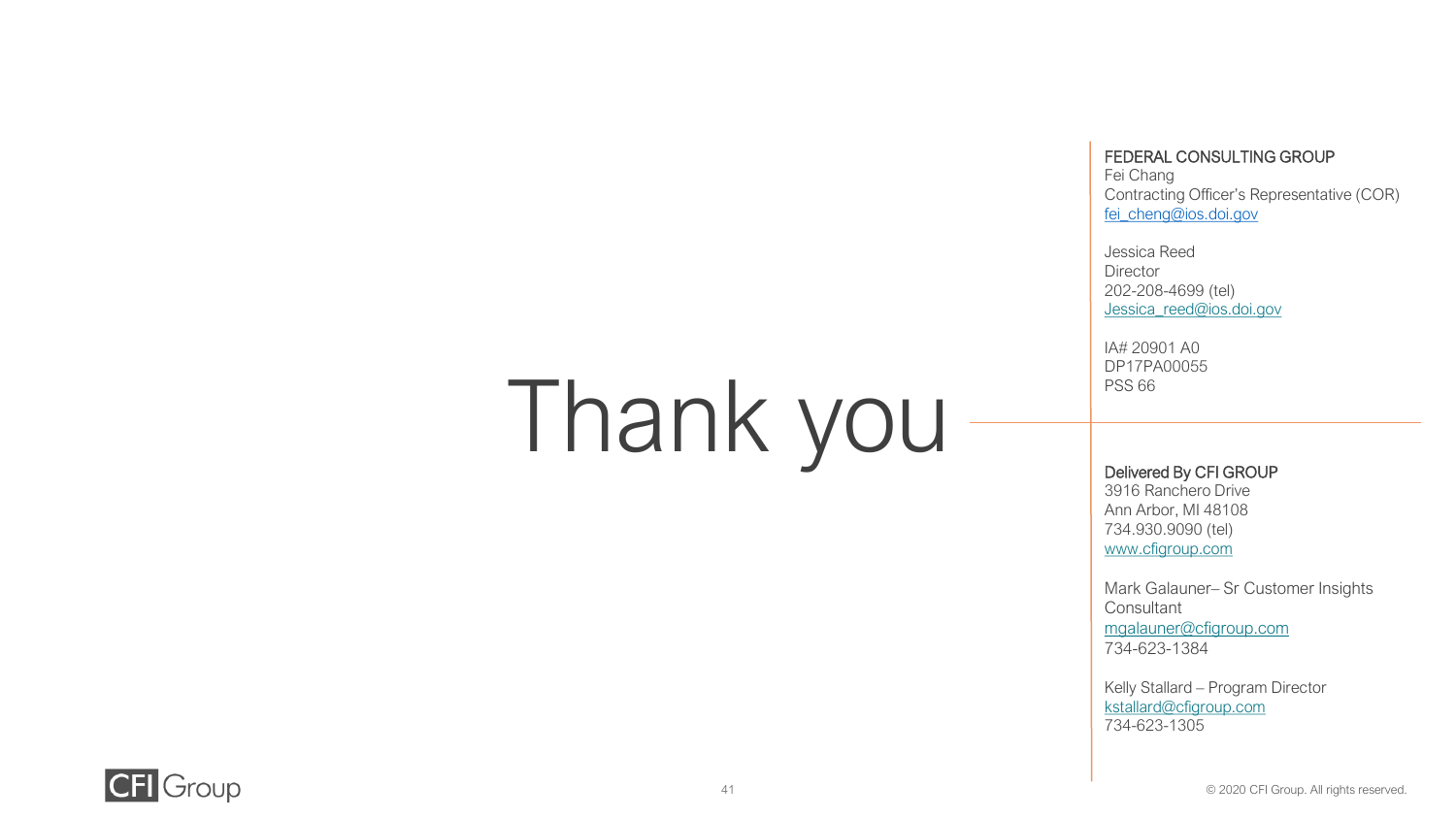# Thank you

**FEDERAL CONSULTING GROUP**
Fei Chang
Contracting Officer's Representative (COR)
fei_cheng@ios.doi.gov

Jessica Reed
Director
202-208-4699 (tel)
Jessica_reed@ios.doi.gov

IA# 20901 A0
DP17PA00055
PSS 66

**Delivered By CFI GROUP**
3916 Ranchero Drive
Ann Arbor, MI 48108
734.930.9090 (tel)
www.cfigroup.com

Mark Galauner– Sr Customer Insights Consultant
mgalauner@cfigroup.com
734-623-1384

Kelly Stallard – Program Director
kstallard@cfigroup.com
734-623-1305

© 2020 CFI Group. All rights reserved.